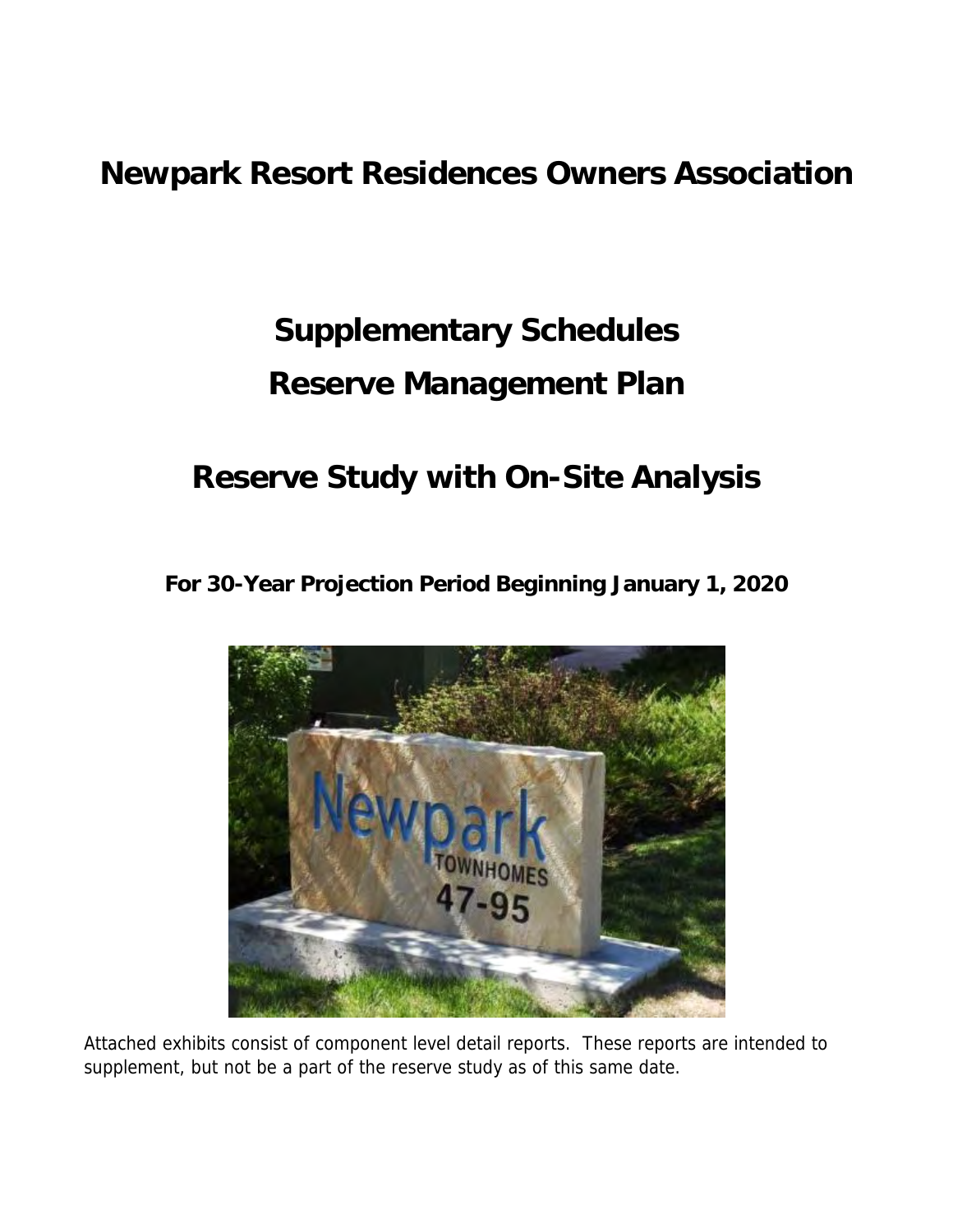# Newpark Resort Residences Owners Association

## Supplementary Schedules

## Reserve Management Plan

## Reserve Study with On-Site Analysis

**For 30-Year Projection Period Beginning January 1, 2020**

Attached exhibits consist of component level detail reports. These reports are intended to supplement, but not be a part of the reserve study as of this same date.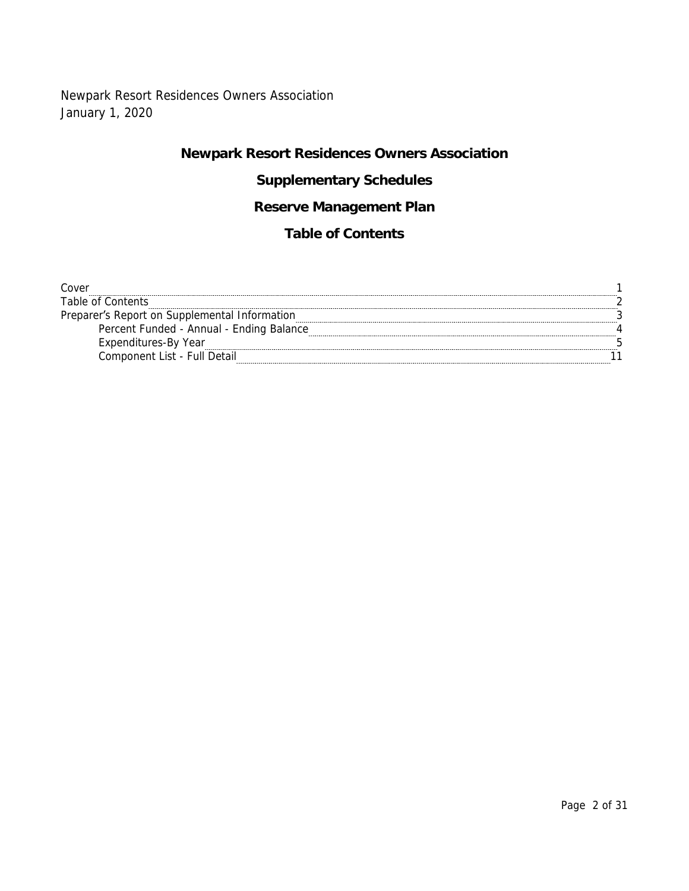Newpark Resort Residences Owners Association
January 1, 2020

# Newpark Resort Residences Owners Association

## Supplementary Schedules

## Reserve Management Plan

## Table of Contents

| | |
|---|---|
| Cover | 1 |
| Table of Contents | 2 |
| Preparer's Report on Supplemental Information | 3 |
| &nbsp;&nbsp;&nbsp;&nbsp;Percent Funded - Annual - Ending Balance | 4 |
| &nbsp;&nbsp;&nbsp;&nbsp;Expenditures-By Year | 5 |
| &nbsp;&nbsp;&nbsp;&nbsp;Component List - Full Detail | 11 |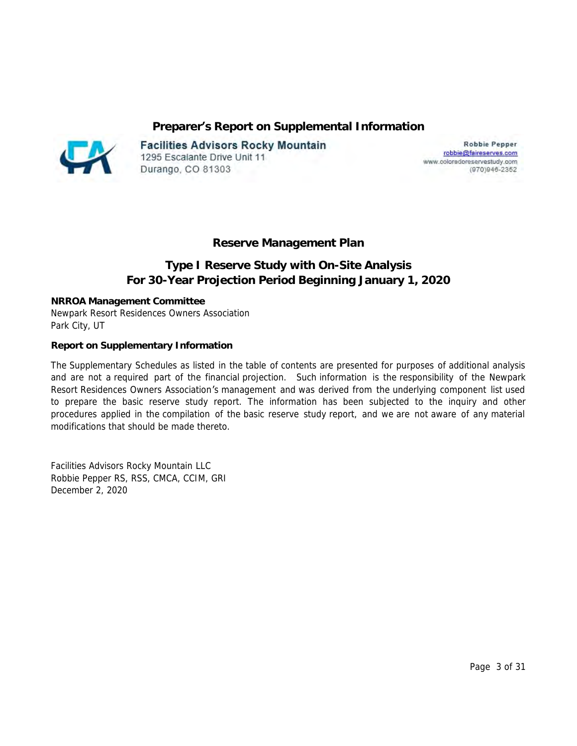## Preparer's Report on Supplemental Information

**Facilities Advisors Rocky Mountain**
1295 Escalante Drive Unit 11
Durango, CO 81303

**Robbie Pepper**
robbie@faireserves.com
www.coloradoreservestudy.com
(970)946-2352

## Reserve Management Plan

## Type I Reserve Study with On-Site Analysis
## For 30-Year Projection Period Beginning January 1, 2020

**NRROA Management Committee**
Newpark Resort Residences Owners Association
Park City, UT

**Report on Supplementary Information**

The Supplementary Schedules as listed in the table of contents are presented for purposes of additional analysis and are not a required part of the financial projection. Such information is the responsibility of the Newpark Resort Residences Owners Association's management and was derived from the underlying component list used to prepare the basic reserve study report. The information has been subjected to the inquiry and other procedures applied in the compilation of the basic reserve study report, and we are not aware of any material modifications that should be made thereto.

Facilities Advisors Rocky Mountain LLC
Robbie Pepper RS, RSS, CMCA, CCIM, GRI
December 2, 2020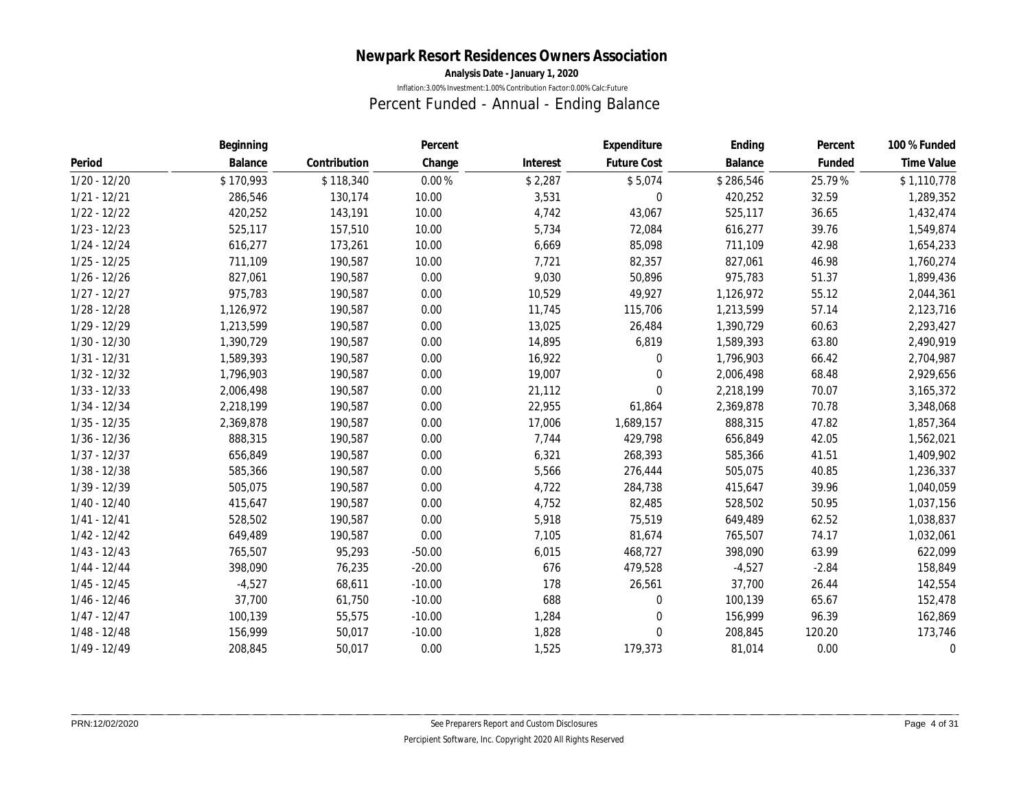# Newpark Resort Residences Owners Association

**Analysis Date - January 1, 2020**

Inflation:3.00% Investment:1.00% Contribution Factor:0.00% Calc:Future

## Percent Funded - Annual - Ending Balance

| Period | Beginning Balance | Contribution | Percent Change | Interest | Expenditure Future Cost | Ending Balance | Percent Funded | 100 % Funded Time Value |
|---|---|---|---|---|---|---|---|---|
| 1/20 - 12/20 | $ 170,993 | $ 118,340 | 0.00 % | $ 2,287 | $ 5,074 | $ 286,546 | 25.79 % | $ 1,110,778 |
| 1/21 - 12/21 | 286,546 | 130,174 | 10.00 | 3,531 | 0 | 420,252 | 32.59 | 1,289,352 |
| 1/22 - 12/22 | 420,252 | 143,191 | 10.00 | 4,742 | 43,067 | 525,117 | 36.65 | 1,432,474 |
| 1/23 - 12/23 | 525,117 | 157,510 | 10.00 | 5,734 | 72,084 | 616,277 | 39.76 | 1,549,874 |
| 1/24 - 12/24 | 616,277 | 173,261 | 10.00 | 6,669 | 85,098 | 711,109 | 42.98 | 1,654,233 |
| 1/25 - 12/25 | 711,109 | 190,587 | 10.00 | 7,721 | 82,357 | 827,061 | 46.98 | 1,760,274 |
| 1/26 - 12/26 | 827,061 | 190,587 | 0.00 | 9,030 | 50,896 | 975,783 | 51.37 | 1,899,436 |
| 1/27 - 12/27 | 975,783 | 190,587 | 0.00 | 10,529 | 49,927 | 1,126,972 | 55.12 | 2,044,361 |
| 1/28 - 12/28 | 1,126,972 | 190,587 | 0.00 | 11,745 | 115,706 | 1,213,599 | 57.14 | 2,123,716 |
| 1/29 - 12/29 | 1,213,599 | 190,587 | 0.00 | 13,025 | 26,484 | 1,390,729 | 60.63 | 2,293,427 |
| 1/30 - 12/30 | 1,390,729 | 190,587 | 0.00 | 14,895 | 6,819 | 1,589,393 | 63.80 | 2,490,919 |
| 1/31 - 12/31 | 1,589,393 | 190,587 | 0.00 | 16,922 | 0 | 1,796,903 | 66.42 | 2,704,987 |
| 1/32 - 12/32 | 1,796,903 | 190,587 | 0.00 | 19,007 | 0 | 2,006,498 | 68.48 | 2,929,656 |
| 1/33 - 12/33 | 2,006,498 | 190,587 | 0.00 | 21,112 | 0 | 2,218,199 | 70.07 | 3,165,372 |
| 1/34 - 12/34 | 2,218,199 | 190,587 | 0.00 | 22,955 | 61,864 | 2,369,878 | 70.78 | 3,348,068 |
| 1/35 - 12/35 | 2,369,878 | 190,587 | 0.00 | 17,006 | 1,689,157 | 888,315 | 47.82 | 1,857,364 |
| 1/36 - 12/36 | 888,315 | 190,587 | 0.00 | 7,744 | 429,798 | 656,849 | 42.05 | 1,562,021 |
| 1/37 - 12/37 | 656,849 | 190,587 | 0.00 | 6,321 | 268,393 | 585,366 | 41.51 | 1,409,902 |
| 1/38 - 12/38 | 585,366 | 190,587 | 0.00 | 5,566 | 276,444 | 505,075 | 40.85 | 1,236,337 |
| 1/39 - 12/39 | 505,075 | 190,587 | 0.00 | 4,722 | 284,738 | 415,647 | 39.96 | 1,040,059 |
| 1/40 - 12/40 | 415,647 | 190,587 | 0.00 | 4,752 | 82,485 | 528,502 | 50.95 | 1,037,156 |
| 1/41 - 12/41 | 528,502 | 190,587 | 0.00 | 5,918 | 75,519 | 649,489 | 62.52 | 1,038,837 |
| 1/42 - 12/42 | 649,489 | 190,587 | 0.00 | 7,105 | 81,674 | 765,507 | 74.17 | 1,032,061 |
| 1/43 - 12/43 | 765,507 | 95,293 | -50.00 | 6,015 | 468,727 | 398,090 | 63.99 | 622,099 |
| 1/44 - 12/44 | 398,090 | 76,235 | -20.00 | 676 | 479,528 | -4,527 | -2.84 | 158,849 |
| 1/45 - 12/45 | -4,527 | 68,611 | -10.00 | 178 | 26,561 | 37,700 | 26.44 | 142,554 |
| 1/46 - 12/46 | 37,700 | 61,750 | -10.00 | 688 | 0 | 100,139 | 65.67 | 152,478 |
| 1/47 - 12/47 | 100,139 | 55,575 | -10.00 | 1,284 | 0 | 156,999 | 96.39 | 162,869 |
| 1/48 - 12/48 | 156,999 | 50,017 | -10.00 | 1,828 | 0 | 208,845 | 120.20 | 173,746 |
| 1/49 - 12/49 | 208,845 | 50,017 | 0.00 | 1,525 | 179,373 | 81,014 | 0.00 | 0 |

See Preparers Report and Custom Disclosures

Percipient Software, Inc. Copyright 2020 All Rights Reserved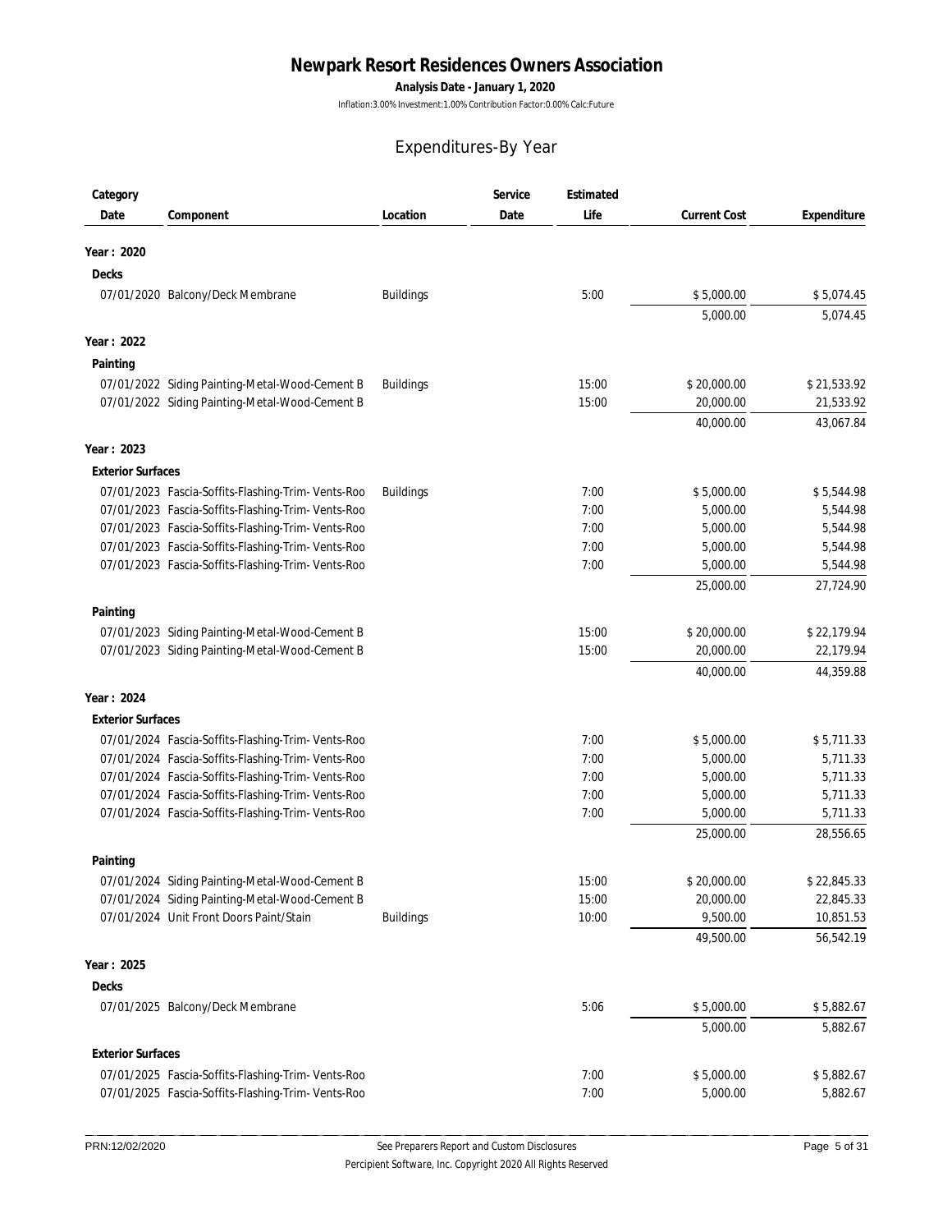# Newpark Resort Residences Owners Association

**Analysis Date - January 1, 2020**

Inflation:3.00% Investment:1.00% Contribution Factor:0.00% Calc:Future

## Expenditures-By Year

| Category Date | Component | Location | Service Date | Estimated Life | Current Cost | Expenditure |
|---|---|---|---|---|---|---|
| **Year : 2020** | | | | | | |
| **Decks** | | | | | | |
| 07/01/2020 | Balcony/Deck Membrane | Buildings | | 5:00 | $ 5,000.00 | $ 5,074.45 |
| | | | | | 5,000.00 | 5,074.45 |
| **Year : 2022** | | | | | | |
| **Painting** | | | | | | |
| 07/01/2022 | Siding Painting-Metal-Wood-Cement B | Buildings | | 15:00 | $ 20,000.00 | $ 21,533.92 |
| 07/01/2022 | Siding Painting-Metal-Wood-Cement B | | | 15:00 | 20,000.00 | 21,533.92 |
| | | | | | 40,000.00 | 43,067.84 |
| **Year : 2023** | | | | | | |
| **Exterior Surfaces** | | | | | | |
| 07/01/2023 | Fascia-Soffits-Flashing-Trim- Vents-Roo | Buildings | | 7:00 | $ 5,000.00 | $ 5,544.98 |
| 07/01/2023 | Fascia-Soffits-Flashing-Trim- Vents-Roo | | | 7:00 | 5,000.00 | 5,544.98 |
| 07/01/2023 | Fascia-Soffits-Flashing-Trim- Vents-Roo | | | 7:00 | 5,000.00 | 5,544.98 |
| 07/01/2023 | Fascia-Soffits-Flashing-Trim- Vents-Roo | | | 7:00 | 5,000.00 | 5,544.98 |
| 07/01/2023 | Fascia-Soffits-Flashing-Trim- Vents-Roo | | | 7:00 | 5,000.00 | 5,544.98 |
| | | | | | 25,000.00 | 27,724.90 |
| **Painting** | | | | | | |
| 07/01/2023 | Siding Painting-Metal-Wood-Cement B | | | 15:00 | $ 20,000.00 | $ 22,179.94 |
| 07/01/2023 | Siding Painting-Metal-Wood-Cement B | | | 15:00 | 20,000.00 | 22,179.94 |
| | | | | | 40,000.00 | 44,359.88 |
| **Year : 2024** | | | | | | |
| **Exterior Surfaces** | | | | | | |
| 07/01/2024 | Fascia-Soffits-Flashing-Trim- Vents-Roo | | | 7:00 | $ 5,000.00 | $ 5,711.33 |
| 07/01/2024 | Fascia-Soffits-Flashing-Trim- Vents-Roo | | | 7:00 | 5,000.00 | 5,711.33 |
| 07/01/2024 | Fascia-Soffits-Flashing-Trim- Vents-Roo | | | 7:00 | 5,000.00 | 5,711.33 |
| 07/01/2024 | Fascia-Soffits-Flashing-Trim- Vents-Roo | | | 7:00 | 5,000.00 | 5,711.33 |
| 07/01/2024 | Fascia-Soffits-Flashing-Trim- Vents-Roo | | | 7:00 | 5,000.00 | 5,711.33 |
| | | | | | 25,000.00 | 28,556.65 |
| **Painting** | | | | | | |
| 07/01/2024 | Siding Painting-Metal-Wood-Cement B | | | 15:00 | $ 20,000.00 | $ 22,845.33 |
| 07/01/2024 | Siding Painting-Metal-Wood-Cement B | | | 15:00 | 20,000.00 | 22,845.33 |
| 07/01/2024 | Unit Front Doors Paint/Stain | Buildings | | 10:00 | 9,500.00 | 10,851.53 |
| | | | | | 49,500.00 | 56,542.19 |
| **Year : 2025** | | | | | | |
| **Decks** | | | | | | |
| 07/01/2025 | Balcony/Deck Membrane | | | 5:06 | $ 5,000.00 | $ 5,882.67 |
| | | | | | 5,000.00 | 5,882.67 |
| **Exterior Surfaces** | | | | | | |
| 07/01/2025 | Fascia-Soffits-Flashing-Trim- Vents-Roo | | | 7:00 | $ 5,000.00 | $ 5,882.67 |
| 07/01/2025 | Fascia-Soffits-Flashing-Trim- Vents-Roo | | | 7:00 | 5,000.00 | 5,882.67 |

PRN:12/02/2020

See Preparers Report and Custom Disclosures

Percipient Software, Inc. Copyright 2020 All Rights Reserved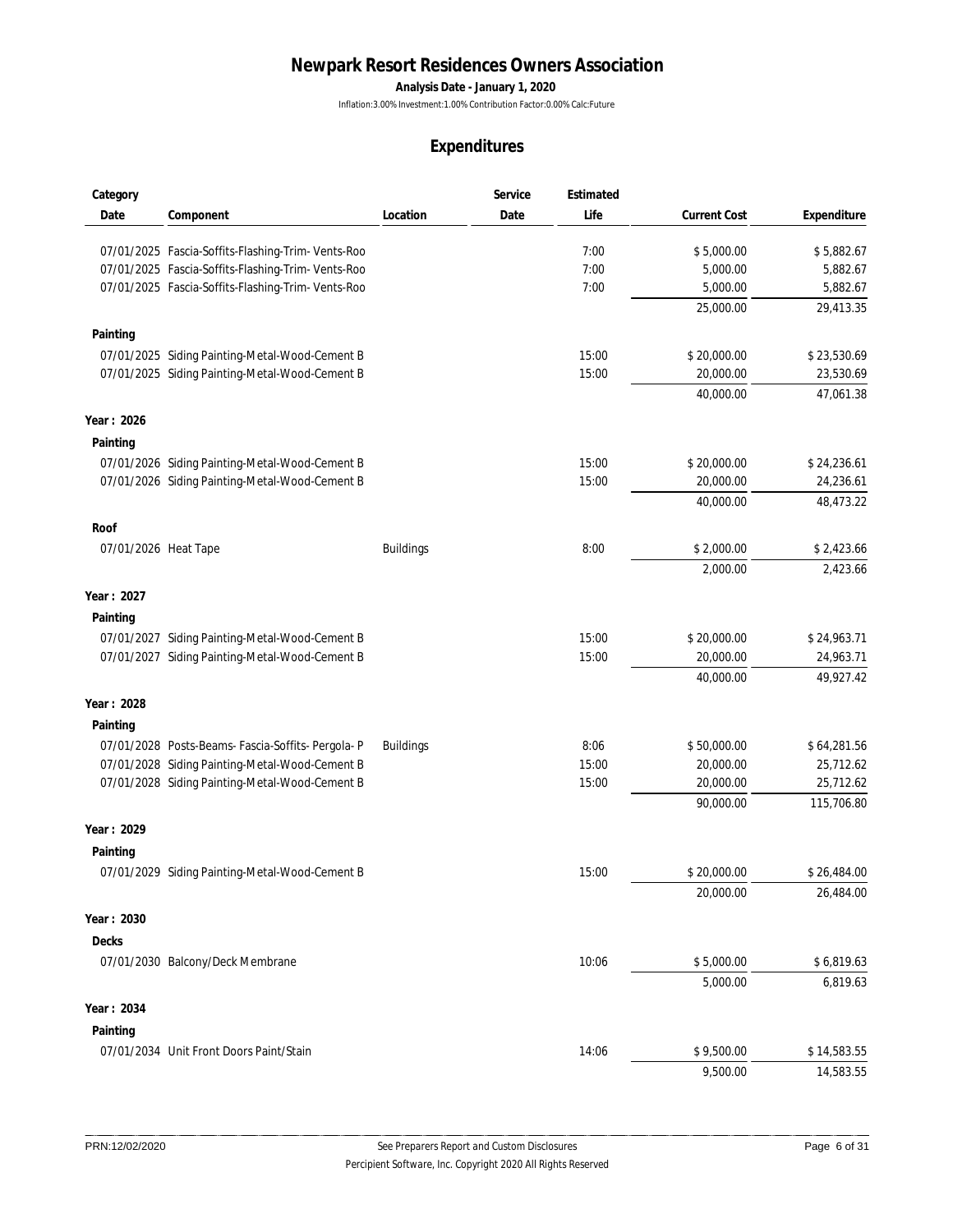# Newpark Resort Residences Owners Association

**Analysis Date - January 1, 2020**

Inflation:3.00% Investment:1.00% Contribution Factor:0.00% Calc:Future

## Expenditures

| Category<br>Date | Component | Location | Service<br>Date | Estimated<br>Life | Current Cost | Expenditure |
|---|---|---|---|---|---|---|
| 07/01/2025 | Fascia-Soffits-Flashing-Trim- Vents-Roo | | | 7:00 | $ 5,000.00 | $ 5,882.67 |
| 07/01/2025 | Fascia-Soffits-Flashing-Trim- Vents-Roo | | | 7:00 | 5,000.00 | 5,882.67 |
| 07/01/2025 | Fascia-Soffits-Flashing-Trim- Vents-Roo | | | 7:00 | 5,000.00 | 5,882.67 |
| | | | | | 25,000.00 | 29,413.35 |
| **Painting** | | | | | | |
| 07/01/2025 | Siding Painting-Metal-Wood-Cement B | | | 15:00 | $ 20,000.00 | $ 23,530.69 |
| 07/01/2025 | Siding Painting-Metal-Wood-Cement B | | | 15:00 | 20,000.00 | 23,530.69 |
| | | | | | 40,000.00 | 47,061.38 |
| **Year : 2026** | | | | | | |
| **Painting** | | | | | | |
| 07/01/2026 | Siding Painting-Metal-Wood-Cement B | | | 15:00 | $ 20,000.00 | $ 24,236.61 |
| 07/01/2026 | Siding Painting-Metal-Wood-Cement B | | | 15:00 | 20,000.00 | 24,236.61 |
| | | | | | 40,000.00 | 48,473.22 |
| **Roof** | | | | | | |
| 07/01/2026 | Heat Tape | Buildings | | 8:00 | $ 2,000.00 | $ 2,423.66 |
| | | | | | 2,000.00 | 2,423.66 |
| **Year : 2027** | | | | | | |
| **Painting** | | | | | | |
| 07/01/2027 | Siding Painting-Metal-Wood-Cement B | | | 15:00 | $ 20,000.00 | $ 24,963.71 |
| 07/01/2027 | Siding Painting-Metal-Wood-Cement B | | | 15:00 | 20,000.00 | 24,963.71 |
| | | | | | 40,000.00 | 49,927.42 |
| **Year : 2028** | | | | | | |
| **Painting** | | | | | | |
| 07/01/2028 | Posts-Beams- Fascia-Soffits- Pergola- P | Buildings | | 8:06 | $ 50,000.00 | $ 64,281.56 |
| 07/01/2028 | Siding Painting-Metal-Wood-Cement B | | | 15:00 | 20,000.00 | 25,712.62 |
| 07/01/2028 | Siding Painting-Metal-Wood-Cement B | | | 15:00 | 20,000.00 | 25,712.62 |
| | | | | | 90,000.00 | 115,706.80 |
| **Year : 2029** | | | | | | |
| **Painting** | | | | | | |
| 07/01/2029 | Siding Painting-Metal-Wood-Cement B | | | 15:00 | $ 20,000.00 | $ 26,484.00 |
| | | | | | 20,000.00 | 26,484.00 |
| **Year : 2030** | | | | | | |
| **Decks** | | | | | | |
| 07/01/2030 | Balcony/Deck Membrane | | | 10:06 | $ 5,000.00 | $ 6,819.63 |
| | | | | | 5,000.00 | 6,819.63 |
| **Year : 2034** | | | | | | |
| **Painting** | | | | | | |
| 07/01/2034 | Unit Front Doors Paint/Stain | | | 14:06 | $ 9,500.00 | $ 14,583.55 |
| | | | | | 9,500.00 | 14,583.55 |

See Preparers Report and Custom Disclosures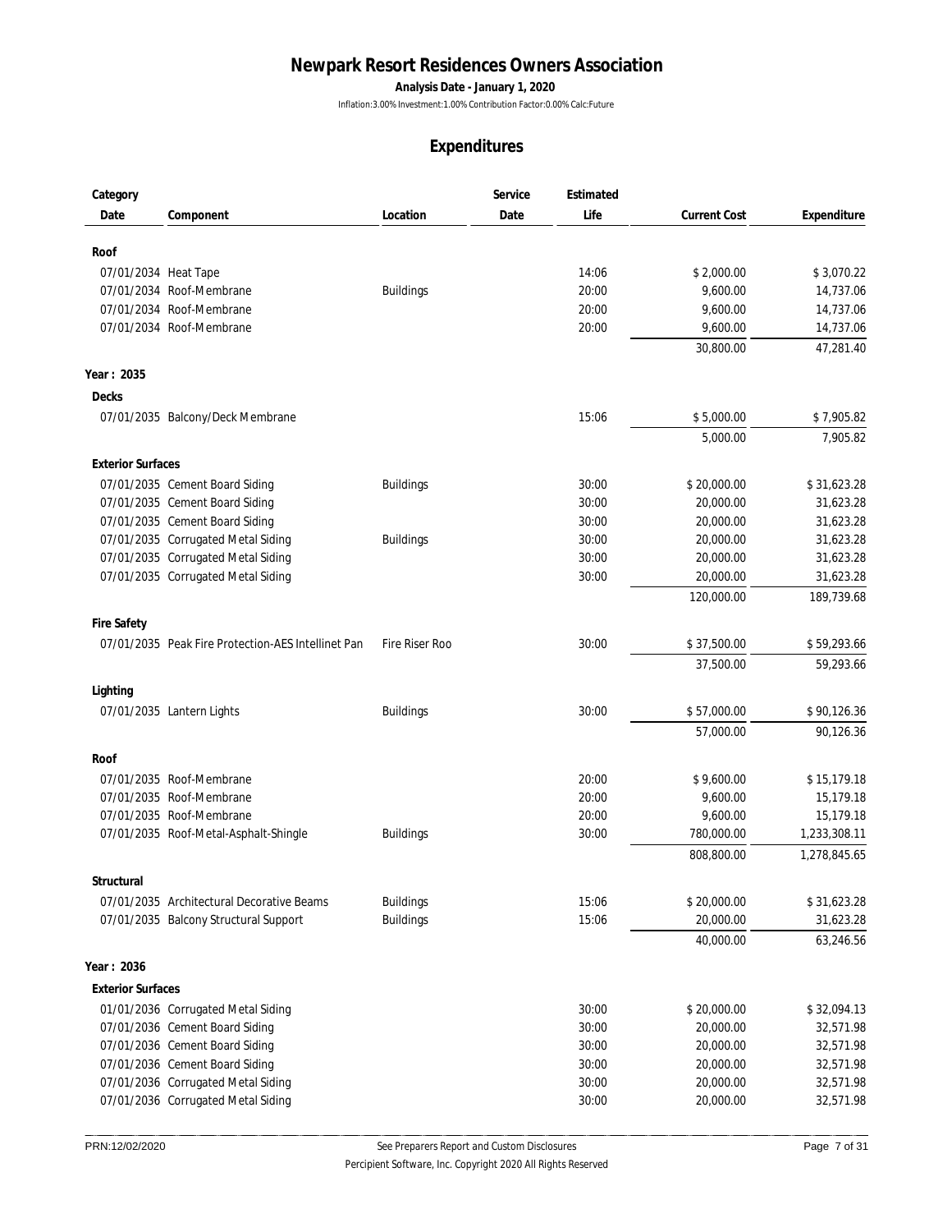# Newpark Resort Residences Owners Association

**Analysis Date - January 1, 2020**

Inflation:3.00% Investment:1.00% Contribution Factor:0.00% Calc:Future

## Expenditures

| Category Date | Component | Location | Service Date | Estimated Life | Current Cost | Expenditure |
|---|---|---|---|---|---|---|
| **Roof** | | | | | | |
| 07/01/2034 | Heat Tape | | | 14:06 | $ 2,000.00 | $ 3,070.22 |
| 07/01/2034 | Roof-Membrane | Buildings | | 20:00 | 9,600.00 | 14,737.06 |
| 07/01/2034 | Roof-Membrane | | | 20:00 | 9,600.00 | 14,737.06 |
| 07/01/2034 | Roof-Membrane | | | 20:00 | 9,600.00 | 14,737.06 |
| | | | | | 30,800.00 | 47,281.40 |
| **Year : 2035** | | | | | | |
| **Decks** | | | | | | |
| 07/01/2035 | Balcony/Deck Membrane | | | 15:06 | $ 5,000.00 | $ 7,905.82 |
| | | | | | 5,000.00 | 7,905.82 |
| **Exterior Surfaces** | | | | | | |
| 07/01/2035 | Cement Board Siding | Buildings | | 30:00 | $ 20,000.00 | $ 31,623.28 |
| 07/01/2035 | Cement Board Siding | | | 30:00 | 20,000.00 | 31,623.28 |
| 07/01/2035 | Cement Board Siding | | | 30:00 | 20,000.00 | 31,623.28 |
| 07/01/2035 | Corrugated Metal Siding | Buildings | | 30:00 | 20,000.00 | 31,623.28 |
| 07/01/2035 | Corrugated Metal Siding | | | 30:00 | 20,000.00 | 31,623.28 |
| 07/01/2035 | Corrugated Metal Siding | | | 30:00 | 20,000.00 | 31,623.28 |
| | | | | | 120,000.00 | 189,739.68 |
| **Fire Safety** | | | | | | |
| 07/01/2035 | Peak Fire Protection-AES Intellinet Pan | Fire Riser Roo | | 30:00 | $ 37,500.00 | $ 59,293.66 |
| | | | | | 37,500.00 | 59,293.66 |
| **Lighting** | | | | | | |
| 07/01/2035 | Lantern Lights | Buildings | | 30:00 | $ 57,000.00 | $ 90,126.36 |
| | | | | | 57,000.00 | 90,126.36 |
| **Roof** | | | | | | |
| 07/01/2035 | Roof-Membrane | | | 20:00 | $ 9,600.00 | $ 15,179.18 |
| 07/01/2035 | Roof-Membrane | | | 20:00 | 9,600.00 | 15,179.18 |
| 07/01/2035 | Roof-Membrane | | | 20:00 | 9,600.00 | 15,179.18 |
| 07/01/2035 | Roof-Metal-Asphalt-Shingle | Buildings | | 30:00 | 780,000.00 | 1,233,308.11 |
| | | | | | 808,800.00 | 1,278,845.65 |
| **Structural** | | | | | | |
| 07/01/2035 | Architectural Decorative Beams | Buildings | | 15:06 | $ 20,000.00 | $ 31,623.28 |
| 07/01/2035 | Balcony Structural Support | Buildings | | 15:06 | 20,000.00 | 31,623.28 |
| | | | | | 40,000.00 | 63,246.56 |
| **Year : 2036** | | | | | | |
| **Exterior Surfaces** | | | | | | |
| 01/01/2036 | Corrugated Metal Siding | | | 30:00 | $ 20,000.00 | $ 32,094.13 |
| 07/01/2036 | Cement Board Siding | | | 30:00 | 20,000.00 | 32,571.98 |
| 07/01/2036 | Cement Board Siding | | | 30:00 | 20,000.00 | 32,571.98 |
| 07/01/2036 | Cement Board Siding | | | 30:00 | 20,000.00 | 32,571.98 |
| 07/01/2036 | Corrugated Metal Siding | | | 30:00 | 20,000.00 | 32,571.98 |
| 07/01/2036 | Corrugated Metal Siding | | | 30:00 | 20,000.00 | 32,571.98 |

PRN:12/02/2020

See Preparers Report and Custom Disclosures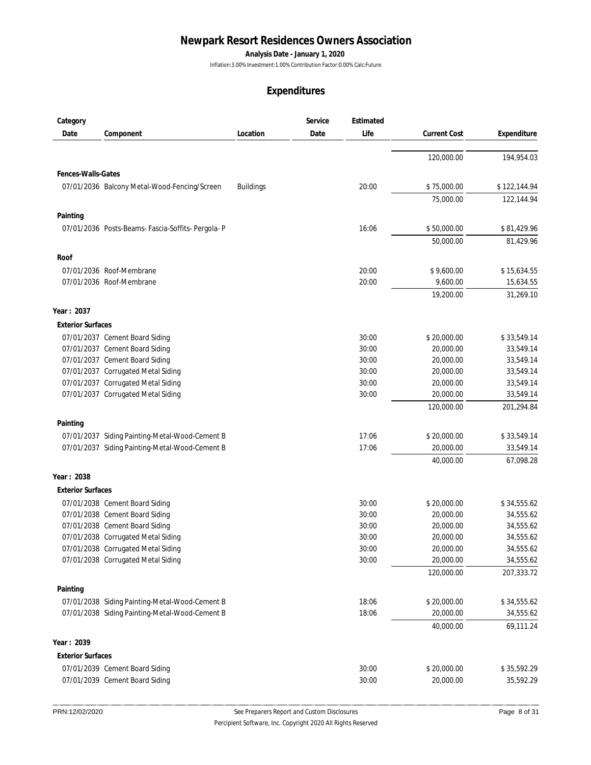# Newpark Resort Residences Owners Association

**Analysis Date - January 1, 2020**

Inflation:3.00% Investment:1.00% Contribution Factor:0.00% Calc:Future

## Expenditures

| Category Date | Component | Location | Service Date | Estimated Life | Current Cost | Expenditure |
|---|---|---|---|---|---|---|
| | | | | | 120,000.00 | 194,954.03 |
| **Fences-Walls-Gates** | | | | | | |
| 07/01/2036 | Balcony Metal-Wood-Fencing/Screen | Buildings | | 20:00 | $ 75,000.00 | $ 122,144.94 |
| | | | | | 75,000.00 | 122,144.94 |
| **Painting** | | | | | | |
| 07/01/2036 | Posts-Beams- Fascia-Soffits- Pergola- P | | | 16:06 | $ 50,000.00 | $ 81,429.96 |
| | | | | | 50,000.00 | 81,429.96 |
| **Roof** | | | | | | |
| 07/01/2036 | Roof-Membrane | | | 20:00 | $ 9,600.00 | $ 15,634.55 |
| 07/01/2036 | Roof-Membrane | | | 20:00 | 9,600.00 | 15,634.55 |
| | | | | | 19,200.00 | 31,269.10 |
| **Year : 2037** | | | | | | |
| **Exterior Surfaces** | | | | | | |
| 07/01/2037 | Cement Board Siding | | | 30:00 | $ 20,000.00 | $ 33,549.14 |
| 07/01/2037 | Cement Board Siding | | | 30:00 | 20,000.00 | 33,549.14 |
| 07/01/2037 | Cement Board Siding | | | 30:00 | 20,000.00 | 33,549.14 |
| 07/01/2037 | Corrugated Metal Siding | | | 30:00 | 20,000.00 | 33,549.14 |
| 07/01/2037 | Corrugated Metal Siding | | | 30:00 | 20,000.00 | 33,549.14 |
| 07/01/2037 | Corrugated Metal Siding | | | 30:00 | 20,000.00 | 33,549.14 |
| | | | | | 120,000.00 | 201,294.84 |
| **Painting** | | | | | | |
| 07/01/2037 | Siding Painting-Metal-Wood-Cement B | | | 17:06 | $ 20,000.00 | $ 33,549.14 |
| 07/01/2037 | Siding Painting-Metal-Wood-Cement B | | | 17:06 | 20,000.00 | 33,549.14 |
| | | | | | 40,000.00 | 67,098.28 |
| **Year : 2038** | | | | | | |
| **Exterior Surfaces** | | | | | | |
| 07/01/2038 | Cement Board Siding | | | 30:00 | $ 20,000.00 | $ 34,555.62 |
| 07/01/2038 | Cement Board Siding | | | 30:00 | 20,000.00 | 34,555.62 |
| 07/01/2038 | Cement Board Siding | | | 30:00 | 20,000.00 | 34,555.62 |
| 07/01/2038 | Corrugated Metal Siding | | | 30:00 | 20,000.00 | 34,555.62 |
| 07/01/2038 | Corrugated Metal Siding | | | 30:00 | 20,000.00 | 34,555.62 |
| 07/01/2038 | Corrugated Metal Siding | | | 30:00 | 20,000.00 | 34,555.62 |
| | | | | | 120,000.00 | 207,333.72 |
| **Painting** | | | | | | |
| 07/01/2038 | Siding Painting-Metal-Wood-Cement B | | | 18:06 | $ 20,000.00 | $ 34,555.62 |
| 07/01/2038 | Siding Painting-Metal-Wood-Cement B | | | 18:06 | 20,000.00 | 34,555.62 |
| | | | | | 40,000.00 | 69,111.24 |
| **Year : 2039** | | | | | | |
| **Exterior Surfaces** | | | | | | |
| 07/01/2039 | Cement Board Siding | | | 30:00 | $ 20,000.00 | $ 35,592.29 |
| 07/01/2039 | Cement Board Siding | | | 30:00 | 20,000.00 | 35,592.29 |

PRN:12/02/2020 — See Preparers Report and Custom Disclosures

Percipient Software, Inc. Copyright 2020 All Rights Reserved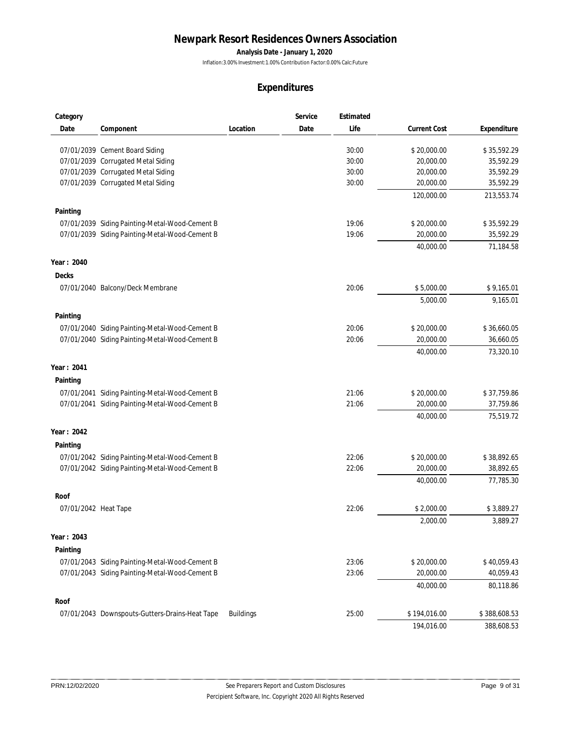# Newpark Resort Residences Owners Association

**Analysis Date - January 1, 2020**

Inflation:3.00% Investment:1.00% Contribution Factor:0.00% Calc:Future

## Expenditures

| Category Date | Component | Location | Service Date | Estimated Life | Current Cost | Expenditure |
|---|---|---|---|---|---|---|
| 07/01/2039 | Cement Board Siding | | | 30:00 | $ 20,000.00 | $ 35,592.29 |
| 07/01/2039 | Corrugated Metal Siding | | | 30:00 | 20,000.00 | 35,592.29 |
| 07/01/2039 | Corrugated Metal Siding | | | 30:00 | 20,000.00 | 35,592.29 |
| 07/01/2039 | Corrugated Metal Siding | | | 30:00 | 20,000.00 | 35,592.29 |
| | | | | | 120,000.00 | 213,553.74 |
| **Painting** | | | | | | |
| 07/01/2039 | Siding Painting-Metal-Wood-Cement B | | | 19:06 | $ 20,000.00 | $ 35,592.29 |
| 07/01/2039 | Siding Painting-Metal-Wood-Cement B | | | 19:06 | 20,000.00 | 35,592.29 |
| | | | | | 40,000.00 | 71,184.58 |
| **Year : 2040** | | | | | | |
| **Decks** | | | | | | |
| 07/01/2040 | Balcony/Deck Membrane | | | 20:06 | $ 5,000.00 | $ 9,165.01 |
| | | | | | 5,000.00 | 9,165.01 |
| **Painting** | | | | | | |
| 07/01/2040 | Siding Painting-Metal-Wood-Cement B | | | 20:06 | $ 20,000.00 | $ 36,660.05 |
| 07/01/2040 | Siding Painting-Metal-Wood-Cement B | | | 20:06 | 20,000.00 | 36,660.05 |
| | | | | | 40,000.00 | 73,320.10 |
| **Year : 2041** | | | | | | |
| **Painting** | | | | | | |
| 07/01/2041 | Siding Painting-Metal-Wood-Cement B | | | 21:06 | $ 20,000.00 | $ 37,759.86 |
| 07/01/2041 | Siding Painting-Metal-Wood-Cement B | | | 21:06 | 20,000.00 | 37,759.86 |
| | | | | | 40,000.00 | 75,519.72 |
| **Year : 2042** | | | | | | |
| **Painting** | | | | | | |
| 07/01/2042 | Siding Painting-Metal-Wood-Cement B | | | 22:06 | $ 20,000.00 | $ 38,892.65 |
| 07/01/2042 | Siding Painting-Metal-Wood-Cement B | | | 22:06 | 20,000.00 | 38,892.65 |
| | | | | | 40,000.00 | 77,785.30 |
| **Roof** | | | | | | |
| 07/01/2042 | Heat Tape | | | 22:06 | $ 2,000.00 | $ 3,889.27 |
| | | | | | 2,000.00 | 3,889.27 |
| **Year : 2043** | | | | | | |
| **Painting** | | | | | | |
| 07/01/2043 | Siding Painting-Metal-Wood-Cement B | | | 23:06 | $ 20,000.00 | $ 40,059.43 |
| 07/01/2043 | Siding Painting-Metal-Wood-Cement B | | | 23:06 | 20,000.00 | 40,059.43 |
| | | | | | 40,000.00 | 80,118.86 |
| **Roof** | | | | | | |
| 07/01/2043 | Downspouts-Gutters-Drains-Heat Tape | Buildings | | 25:00 | $ 194,016.00 | $ 388,608.53 |
| | | | | | 194,016.00 | 388,608.53 |

PRN:12/02/2020 See Preparers Report and Custom Disclosures

Percipient Software, Inc. Copyright 2020 All Rights Reserved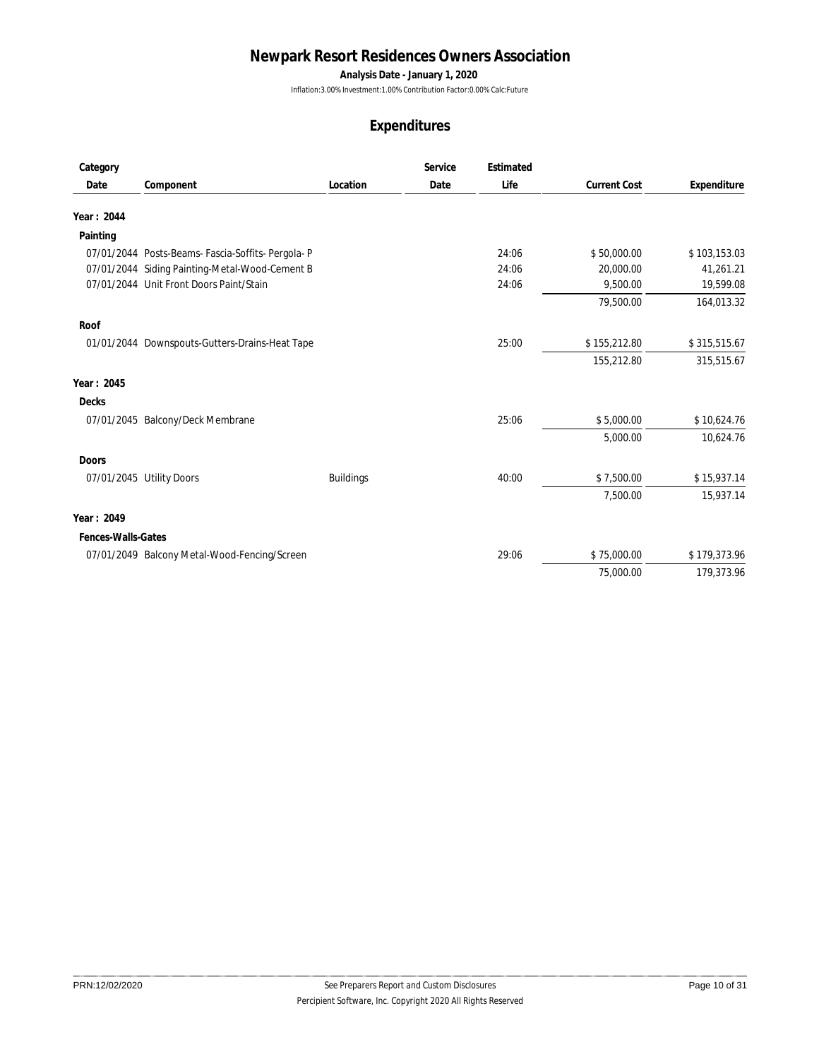# Newpark Resort Residences Owners Association

**Analysis Date - January 1, 2020**

Inflation:3.00% Investment:1.00% Contribution Factor:0.00% Calc:Future

## Expenditures

| Category Date | Component | Location | Service Date | Estimated Life | Current Cost | Expenditure |
|---|---|---|---|---|---|---|
| **Year : 2044** | | | | | | |
| **Painting** | | | | | | |
| 07/01/2044 | Posts-Beams- Fascia-Soffits- Pergola- P | | | 24:06 | $ 50,000.00 | $ 103,153.03 |
| 07/01/2044 | Siding Painting-Metal-Wood-Cement B | | | 24:06 | 20,000.00 | 41,261.21 |
| 07/01/2044 | Unit Front Doors Paint/Stain | | | 24:06 | 9,500.00 | 19,599.08 |
| | | | | | 79,500.00 | 164,013.32 |
| **Roof** | | | | | | |
| 01/01/2044 | Downspouts-Gutters-Drains-Heat Tape | | | 25:00 | $ 155,212.80 | $ 315,515.67 |
| | | | | | 155,212.80 | 315,515.67 |
| **Year : 2045** | | | | | | |
| **Decks** | | | | | | |
| 07/01/2045 | Balcony/Deck Membrane | | | 25:06 | $ 5,000.00 | $ 10,624.76 |
| | | | | | 5,000.00 | 10,624.76 |
| **Doors** | | | | | | |
| 07/01/2045 | Utility Doors | Buildings | | 40:00 | $ 7,500.00 | $ 15,937.14 |
| | | | | | 7,500.00 | 15,937.14 |
| **Year : 2049** | | | | | | |
| **Fences-Walls-Gates** | | | | | | |
| 07/01/2049 | Balcony Metal-Wood-Fencing/Screen | | | 29:06 | $ 75,000.00 | $ 179,373.96 |
| | | | | | 75,000.00 | 179,373.96 |

PRN:12/02/2020 — See Preparers Report and Custom Disclosures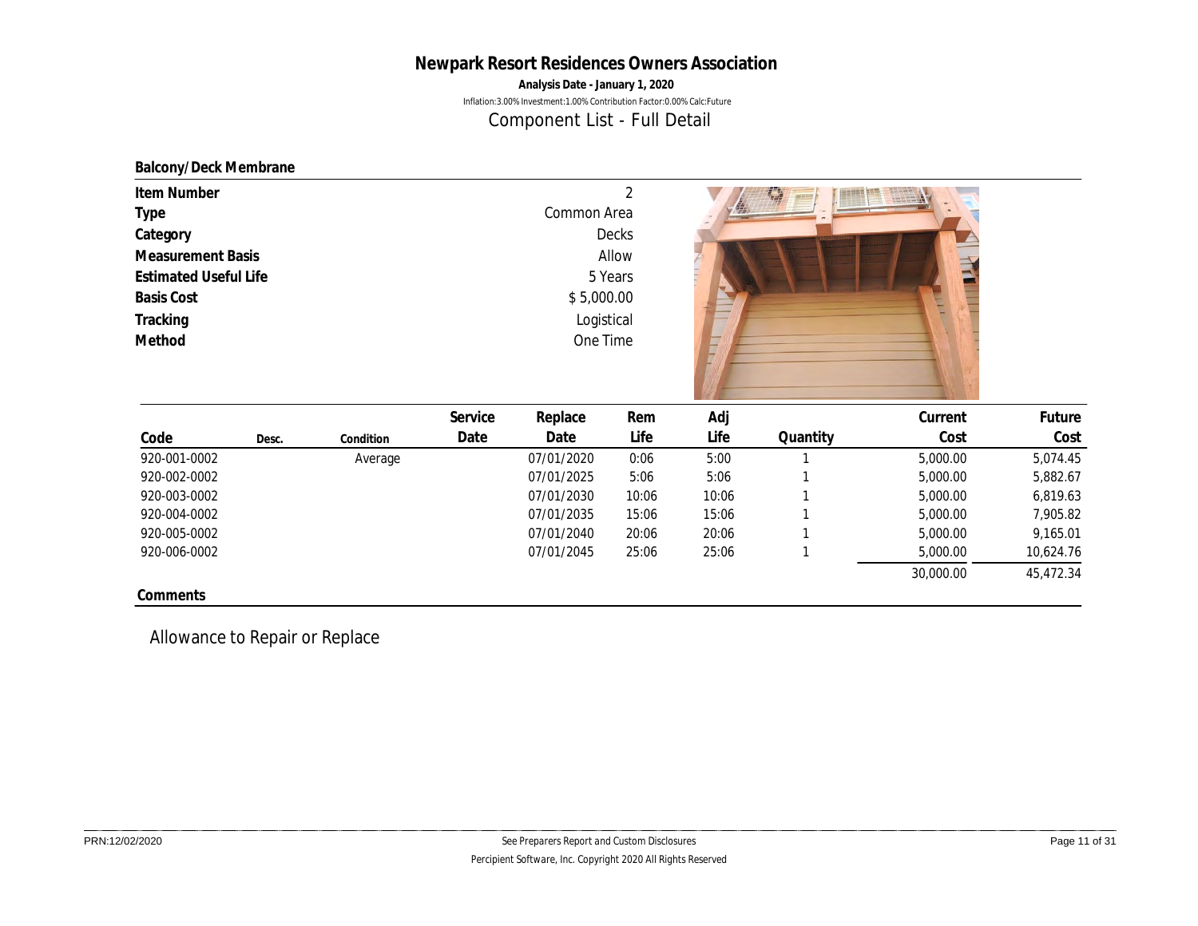# Newpark Resort Residences Owners Association

**Analysis Date - January 1, 2020**

Inflation:3.00% Investment:1.00% Contribution Factor:0.00% Calc:Future

## Component List - Full Detail

### Balcony/Deck Membrane

| | |
|---|---|
| **Item Number** | 2 |
| **Type** | Common Area |
| **Category** | Decks |
| **Measurement Basis** | Allow |
| **Estimated Useful Life** | 5 Years |
| **Basis Cost** | $ 5,000.00 |
| **Tracking** | Logistical |
| **Method** | One Time |

| Code | Desc. | Condition | Service Date | Replace Date | Rem Life | Adj Life | Quantity | Current Cost | Future Cost |
|---|---|---|---|---|---|---|---|---|---|
| 920-001-0002 | | Average | | 07/01/2020 | 0:06 | 5:00 | 1 | 5,000.00 | 5,074.45 |
| 920-002-0002 | | | | 07/01/2025 | 5:06 | 5:06 | 1 | 5,000.00 | 5,882.67 |
| 920-003-0002 | | | | 07/01/2030 | 10:06 | 10:06 | 1 | 5,000.00 | 6,819.63 |
| 920-004-0002 | | | | 07/01/2035 | 15:06 | 15:06 | 1 | 5,000.00 | 7,905.82 |
| 920-005-0002 | | | | 07/01/2040 | 20:06 | 20:06 | 1 | 5,000.00 | 9,165.01 |
| 920-006-0002 | | | | 07/01/2045 | 25:06 | 25:06 | 1 | 5,000.00 | 10,624.76 |
| | | | | | | | | 30,000.00 | 45,472.34 |

**Comments**

Allowance to Repair or Replace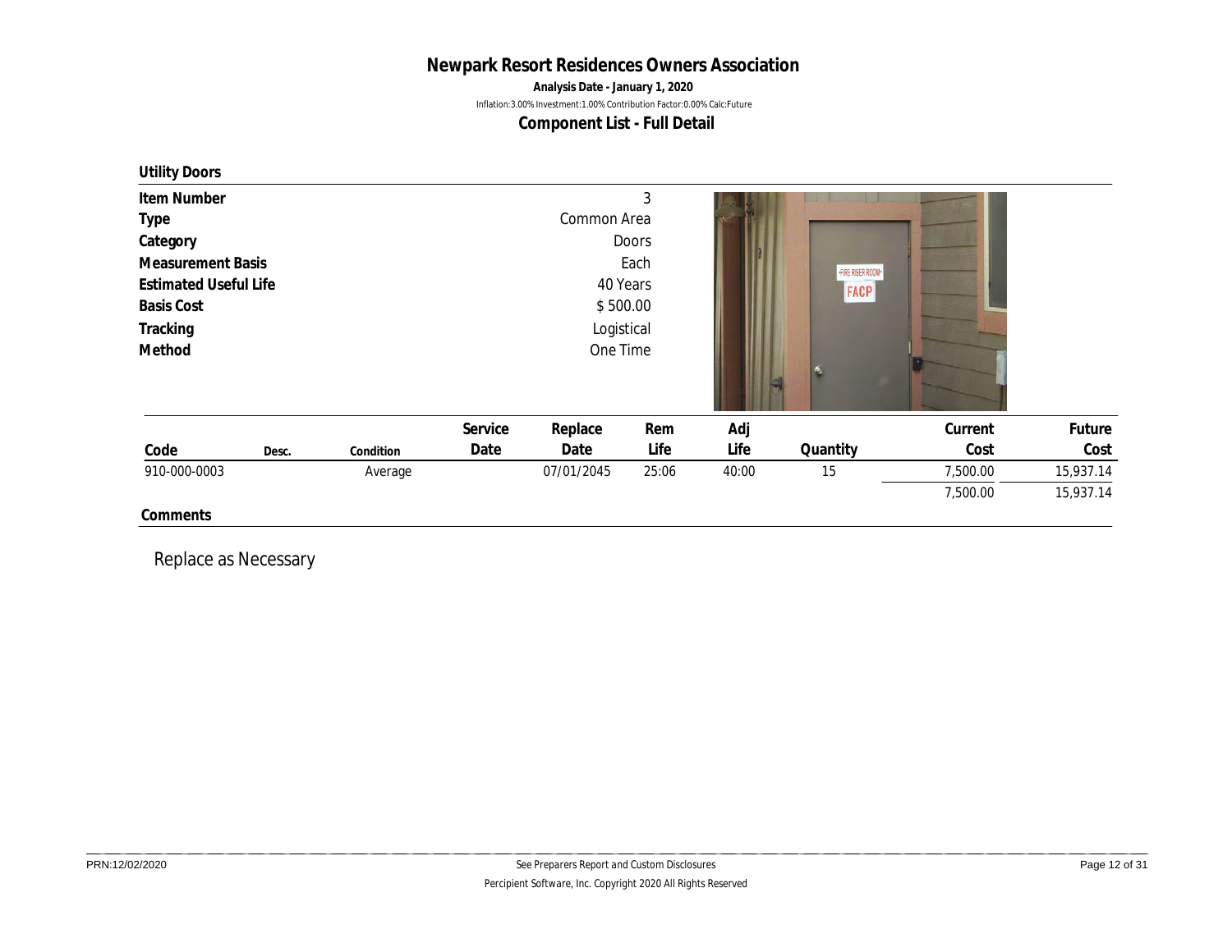# Newpark Resort Residences Owners Association

**Analysis Date - January 1, 2020**

Inflation:3.00% Investment:1.00% Contribution Factor:0.00% Calc:Future

## Component List - Full Detail

### Utility Doors

| | |
|---|---|
| **Item Number** | 3 |
| **Type** | Common Area |
| **Category** | Doors |
| **Measurement Basis** | Each |
| **Estimated Useful Life** | 40 Years |
| **Basis Cost** | $ 500.00 |
| **Tracking** | Logistical |
| **Method** | One Time |

| Code | Desc. | Condition | Service Date | Replace Date | Rem Life | Adj Life | Quantity | Current Cost | Future Cost |
|---|---|---|---|---|---|---|---|---|---|
| 910-000-0003 | | Average | | 07/01/2045 | 25:06 | 40:00 | 15 | 7,500.00 | 15,937.14 |
| | | | | | | | | 7,500.00 | 15,937.14 |

**Comments**

Replace as Necessary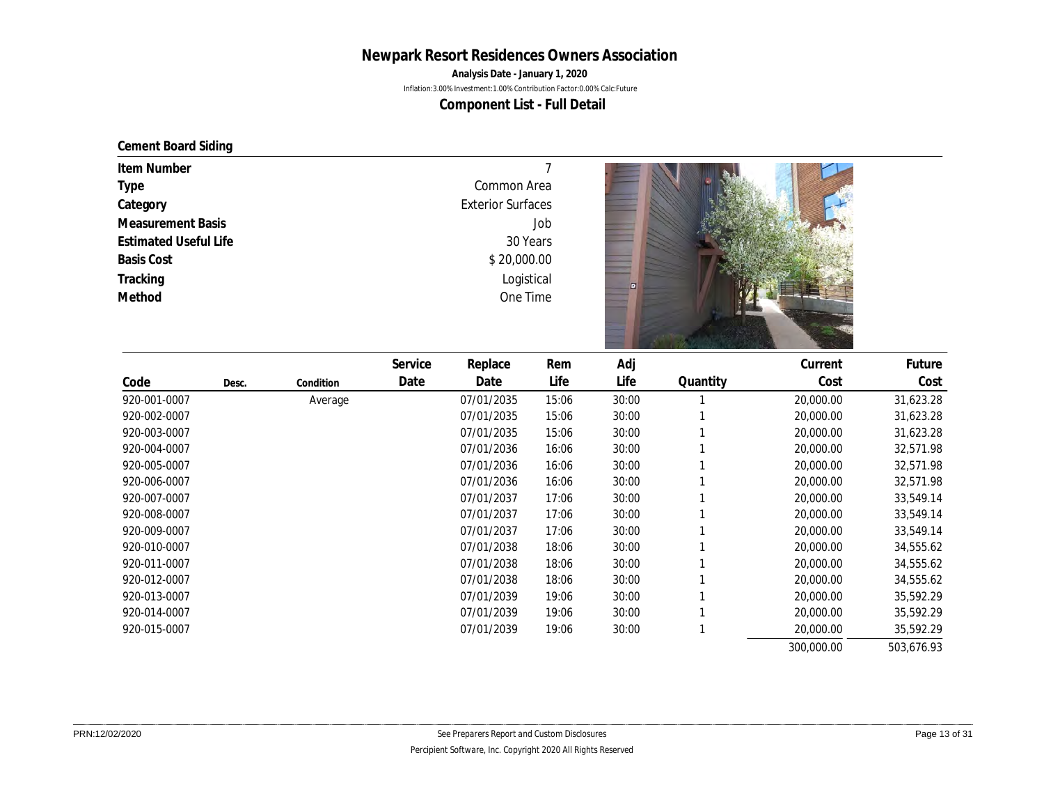# Newpark Resort Residences Owners Association

**Analysis Date - January 1, 2020**

Inflation:3.00% Investment:1.00% Contribution Factor:0.00% Calc:Future

## Component List - Full Detail

### Cement Board Siding

| | |
|---|---|
| Item Number | 7 |
| Type | Common Area |
| Category | Exterior Surfaces |
| Measurement Basis | Job |
| Estimated Useful Life | 30 Years |
| Basis Cost | $ 20,000.00 |
| Tracking | Logistical |
| Method | One Time |

| Code | Desc. | Condition | Service Date | Replace Date | Rem Life | Adj Life | Quantity | Current Cost | Future Cost |
|---|---|---|---|---|---|---|---|---|---|
| 920-001-0007 | | Average | | 07/01/2035 | 15:06 | 30:00 | 1 | 20,000.00 | 31,623.28 |
| 920-002-0007 | | | | 07/01/2035 | 15:06 | 30:00 | 1 | 20,000.00 | 31,623.28 |
| 920-003-0007 | | | | 07/01/2035 | 15:06 | 30:00 | 1 | 20,000.00 | 31,623.28 |
| 920-004-0007 | | | | 07/01/2036 | 16:06 | 30:00 | 1 | 20,000.00 | 32,571.98 |
| 920-005-0007 | | | | 07/01/2036 | 16:06 | 30:00 | 1 | 20,000.00 | 32,571.98 |
| 920-006-0007 | | | | 07/01/2036 | 16:06 | 30:00 | 1 | 20,000.00 | 32,571.98 |
| 920-007-0007 | | | | 07/01/2037 | 17:06 | 30:00 | 1 | 20,000.00 | 33,549.14 |
| 920-008-0007 | | | | 07/01/2037 | 17:06 | 30:00 | 1 | 20,000.00 | 33,549.14 |
| 920-009-0007 | | | | 07/01/2037 | 17:06 | 30:00 | 1 | 20,000.00 | 33,549.14 |
| 920-010-0007 | | | | 07/01/2038 | 18:06 | 30:00 | 1 | 20,000.00 | 34,555.62 |
| 920-011-0007 | | | | 07/01/2038 | 18:06 | 30:00 | 1 | 20,000.00 | 34,555.62 |
| 920-012-0007 | | | | 07/01/2038 | 18:06 | 30:00 | 1 | 20,000.00 | 34,555.62 |
| 920-013-0007 | | | | 07/01/2039 | 19:06 | 30:00 | 1 | 20,000.00 | 35,592.29 |
| 920-014-0007 | | | | 07/01/2039 | 19:06 | 30:00 | 1 | 20,000.00 | 35,592.29 |
| 920-015-0007 | | | | 07/01/2039 | 19:06 | 30:00 | 1 | 20,000.00 | 35,592.29 |
| | | | | | | | | 300,000.00 | 503,676.93 |

PRN:12/02/2020

See Preparers Report and Custom Disclosures

Percipient Software, Inc. Copyright 2020 All Rights Reserved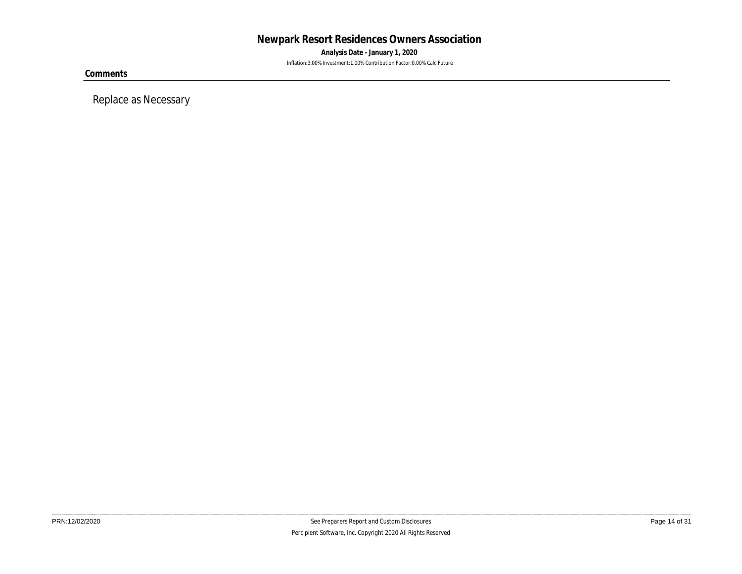**Comments**

Replace as Necessary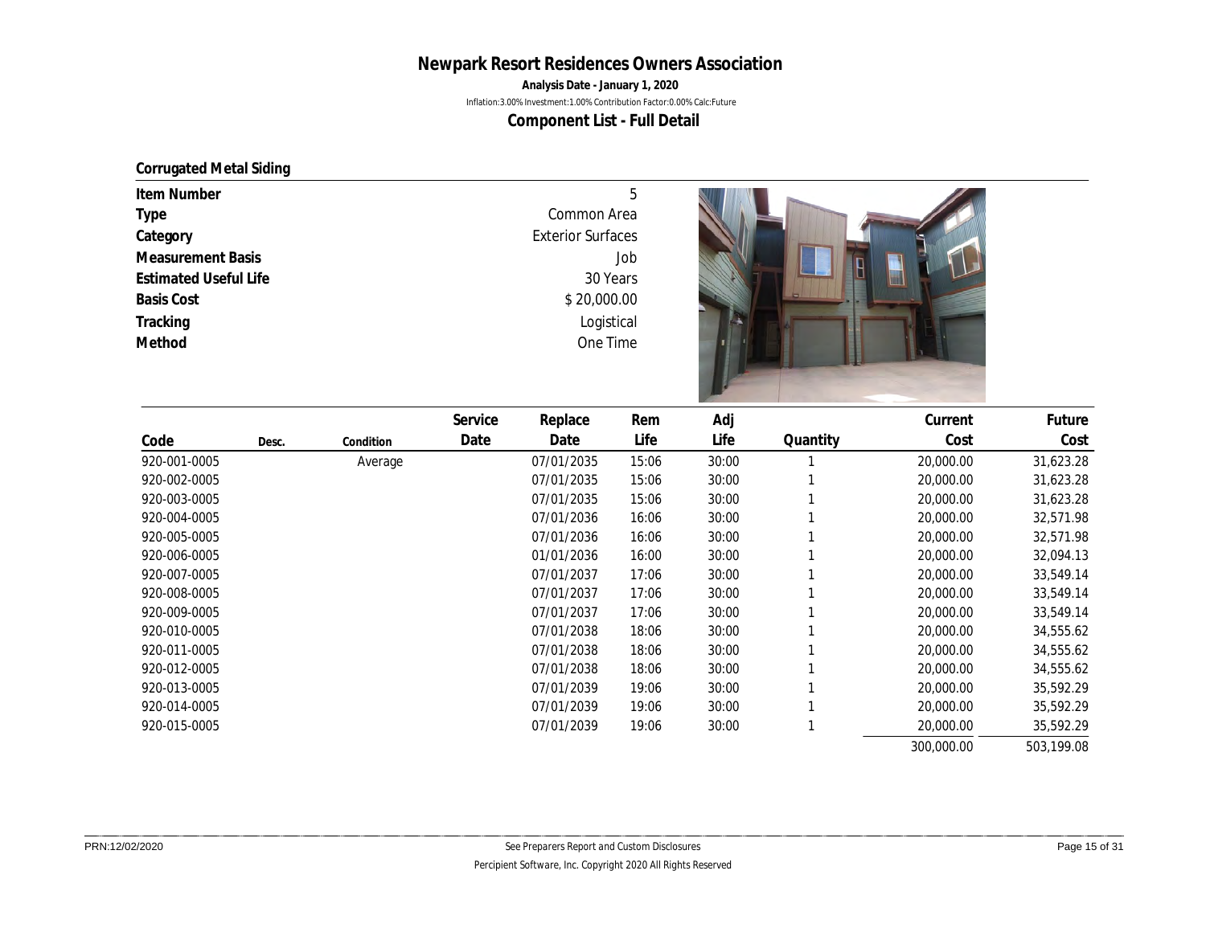# Newpark Resort Residences Owners Association

**Analysis Date - January 1, 2020**

Inflation:3.00% Investment:1.00% Contribution Factor:0.00% Calc:Future

**Component List - Full Detail**

## Corrugated Metal Siding

| | |
|---|---|
| **Item Number** | 5 |
| **Type** | Common Area |
| **Category** | Exterior Surfaces |
| **Measurement Basis** | Job |
| **Estimated Useful Life** | 30 Years |
| **Basis Cost** | $ 20,000.00 |
| **Tracking** | Logistical |
| **Method** | One Time |

| Code | Desc. | Condition | Service Date | Replace Date | Rem Life | Adj Life | Quantity | Current Cost | Future Cost |
|---|---|---|---|---|---|---|---|---|---|
| 920-001-0005 | | Average | | 07/01/2035 | 15:06 | 30:00 | 1 | 20,000.00 | 31,623.28 |
| 920-002-0005 | | | | 07/01/2035 | 15:06 | 30:00 | 1 | 20,000.00 | 31,623.28 |
| 920-003-0005 | | | | 07/01/2035 | 15:06 | 30:00 | 1 | 20,000.00 | 31,623.28 |
| 920-004-0005 | | | | 07/01/2036 | 16:06 | 30:00 | 1 | 20,000.00 | 32,571.98 |
| 920-005-0005 | | | | 07/01/2036 | 16:06 | 30:00 | 1 | 20,000.00 | 32,571.98 |
| 920-006-0005 | | | | 01/01/2036 | 16:00 | 30:00 | 1 | 20,000.00 | 32,094.13 |
| 920-007-0005 | | | | 07/01/2037 | 17:06 | 30:00 | 1 | 20,000.00 | 33,549.14 |
| 920-008-0005 | | | | 07/01/2037 | 17:06 | 30:00 | 1 | 20,000.00 | 33,549.14 |
| 920-009-0005 | | | | 07/01/2037 | 17:06 | 30:00 | 1 | 20,000.00 | 33,549.14 |
| 920-010-0005 | | | | 07/01/2038 | 18:06 | 30:00 | 1 | 20,000.00 | 34,555.62 |
| 920-011-0005 | | | | 07/01/2038 | 18:06 | 30:00 | 1 | 20,000.00 | 34,555.62 |
| 920-012-0005 | | | | 07/01/2038 | 18:06 | 30:00 | 1 | 20,000.00 | 34,555.62 |
| 920-013-0005 | | | | 07/01/2039 | 19:06 | 30:00 | 1 | 20,000.00 | 35,592.29 |
| 920-014-0005 | | | | 07/01/2039 | 19:06 | 30:00 | 1 | 20,000.00 | 35,592.29 |
| 920-015-0005 | | | | 07/01/2039 | 19:06 | 30:00 | 1 | 20,000.00 | 35,592.29 |
| | | | | | | | | 300,000.00 | 503,199.08 |

PRN:12/02/2020

See Preparers Report and Custom Disclosures

Percipient Software, Inc. Copyright 2020 All Rights Reserved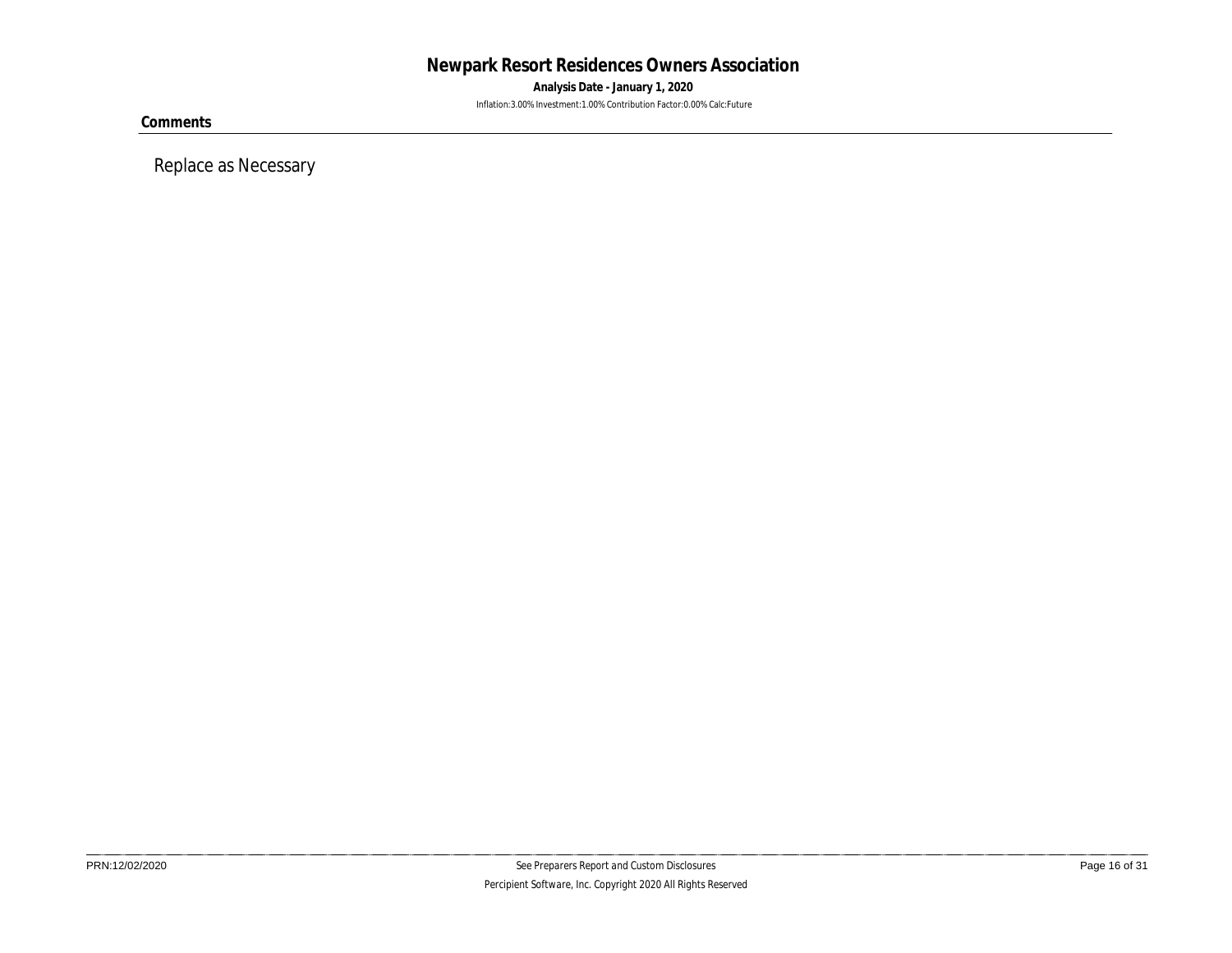**Comments**

Replace as Necessary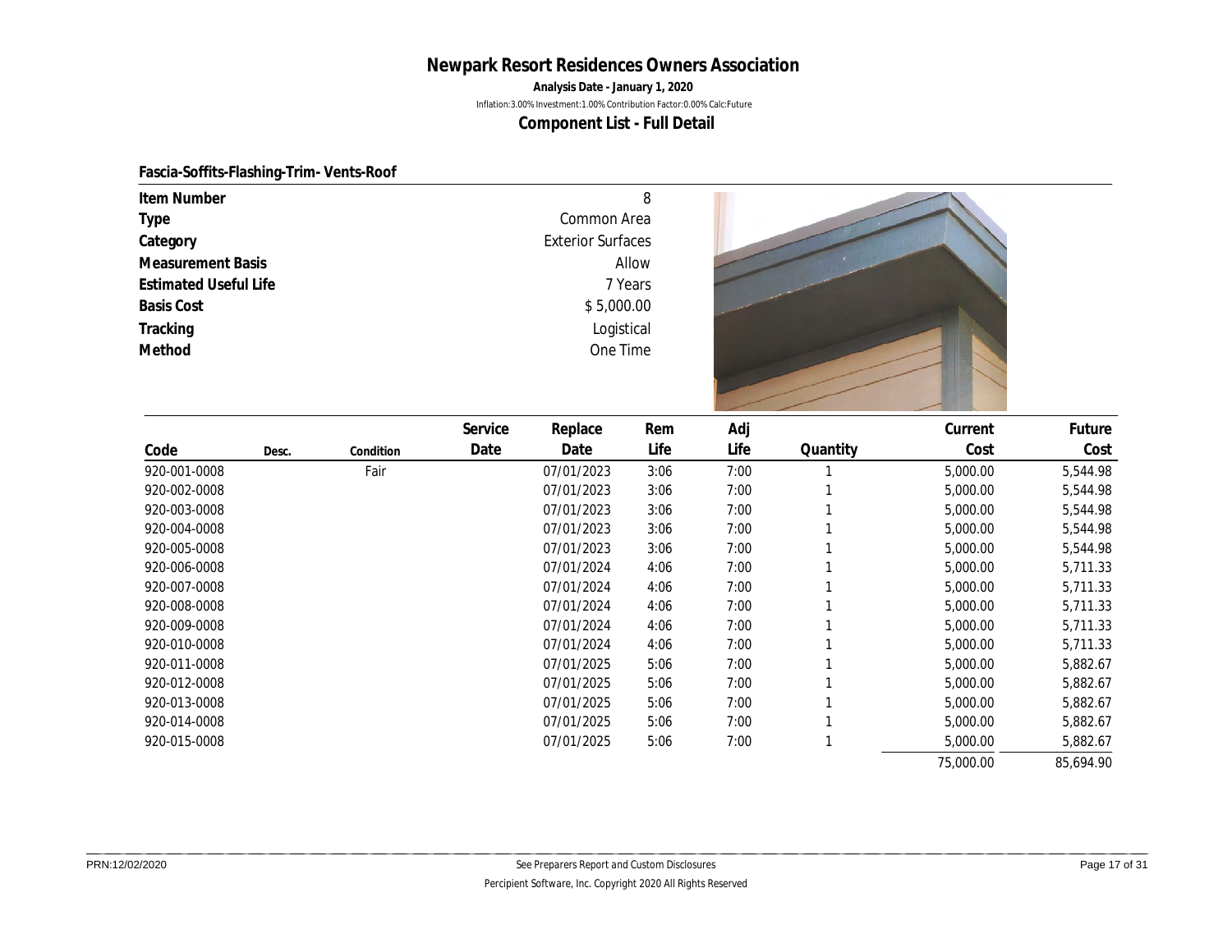# Newpark Resort Residences Owners Association

**Analysis Date - January 1, 2020**

Inflation:3.00% Investment:1.00% Contribution Factor:0.00% Calc:Future

## Component List - Full Detail

### Fascia-Soffits-Flashing-Trim- Vents-Roof

| | |
|---|---|
| **Item Number** | 8 |
| **Type** | Common Area |
| **Category** | Exterior Surfaces |
| **Measurement Basis** | Allow |
| **Estimated Useful Life** | 7 Years |
| **Basis Cost** | $ 5,000.00 |
| **Tracking** | Logistical |
| **Method** | One Time |

| Code | Desc. | Condition | Service Date | Replace Date | Rem Life | Adj Life | Quantity | Current Cost | Future Cost |
|---|---|---|---|---|---|---|---|---|---|
| 920-001-0008 | | Fair | | 07/01/2023 | 3:06 | 7:00 | 1 | 5,000.00 | 5,544.98 |
| 920-002-0008 | | | | 07/01/2023 | 3:06 | 7:00 | 1 | 5,000.00 | 5,544.98 |
| 920-003-0008 | | | | 07/01/2023 | 3:06 | 7:00 | 1 | 5,000.00 | 5,544.98 |
| 920-004-0008 | | | | 07/01/2023 | 3:06 | 7:00 | 1 | 5,000.00 | 5,544.98 |
| 920-005-0008 | | | | 07/01/2023 | 3:06 | 7:00 | 1 | 5,000.00 | 5,544.98 |
| 920-006-0008 | | | | 07/01/2024 | 4:06 | 7:00 | 1 | 5,000.00 | 5,711.33 |
| 920-007-0008 | | | | 07/01/2024 | 4:06 | 7:00 | 1 | 5,000.00 | 5,711.33 |
| 920-008-0008 | | | | 07/01/2024 | 4:06 | 7:00 | 1 | 5,000.00 | 5,711.33 |
| 920-009-0008 | | | | 07/01/2024 | 4:06 | 7:00 | 1 | 5,000.00 | 5,711.33 |
| 920-010-0008 | | | | 07/01/2024 | 4:06 | 7:00 | 1 | 5,000.00 | 5,711.33 |
| 920-011-0008 | | | | 07/01/2025 | 5:06 | 7:00 | 1 | 5,000.00 | 5,882.67 |
| 920-012-0008 | | | | 07/01/2025 | 5:06 | 7:00 | 1 | 5,000.00 | 5,882.67 |
| 920-013-0008 | | | | 07/01/2025 | 5:06 | 7:00 | 1 | 5,000.00 | 5,882.67 |
| 920-014-0008 | | | | 07/01/2025 | 5:06 | 7:00 | 1 | 5,000.00 | 5,882.67 |
| 920-015-0008 | | | | 07/01/2025 | 5:06 | 7:00 | 1 | 5,000.00 | 5,882.67 |
| | | | | | | | | 75,000.00 | 85,694.90 |

PRN:12/02/2020

See Preparers Report and Custom Disclosures

Percipient Software, Inc. Copyright 2020 All Rights Reserved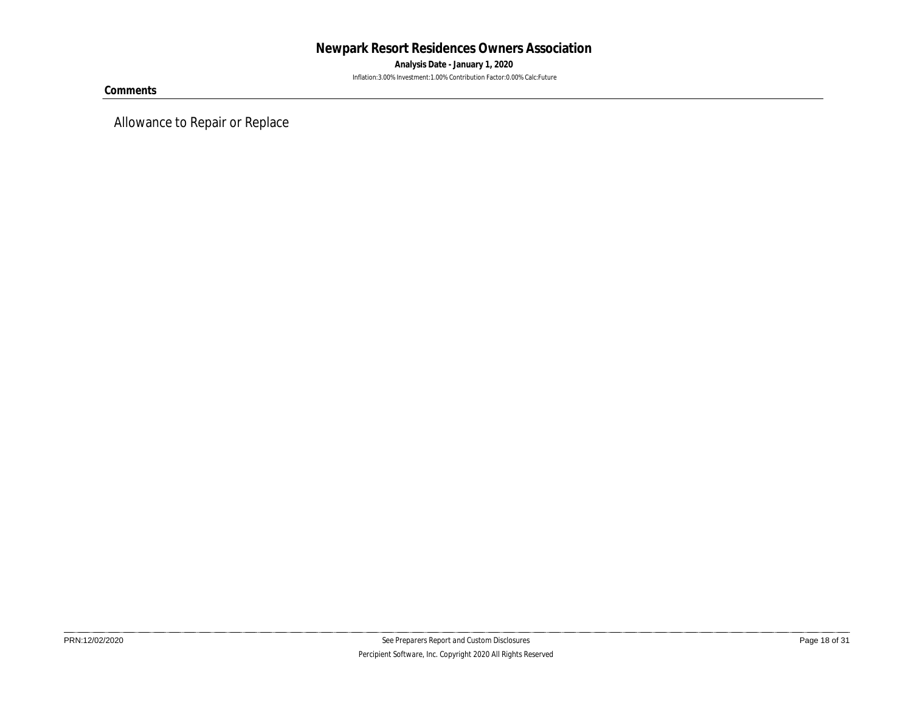**Comments**

Allowance to Repair or Replace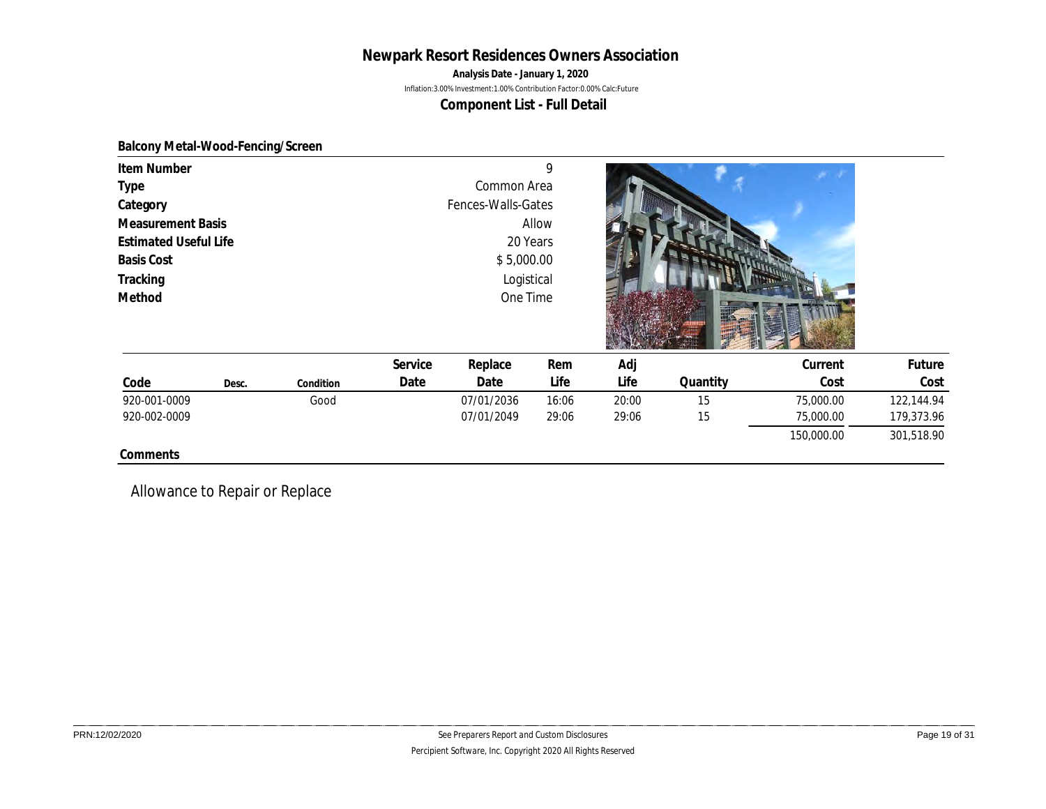# Newpark Resort Residences Owners Association

**Analysis Date - January 1, 2020**

Inflation:3.00% Investment:1.00% Contribution Factor:0.00% Calc:Future

## Component List - Full Detail

### Balcony Metal-Wood-Fencing/Screen

| | |
|---|---|
| Item Number | 9 |
| Type | Common Area |
| Category | Fences-Walls-Gates |
| Measurement Basis | Allow |
| Estimated Useful Life | 20 Years |
| Basis Cost | $ 5,000.00 |
| Tracking | Logistical |
| Method | One Time |

| Code | Desc. | Condition | Service Date | Replace Date | Rem Life | Adj Life | Quantity | Current Cost | Future Cost |
|---|---|---|---|---|---|---|---|---|---|
| 920-001-0009 | | Good | | 07/01/2036 | 16:06 | 20:00 | 15 | 75,000.00 | 122,144.94 |
| 920-002-0009 | | | | 07/01/2049 | 29:06 | 29:06 | 15 | 75,000.00 | 179,373.96 |
| | | | | | | | | 150,000.00 | 301,518.90 |

**Comments**

Allowance to Repair or Replace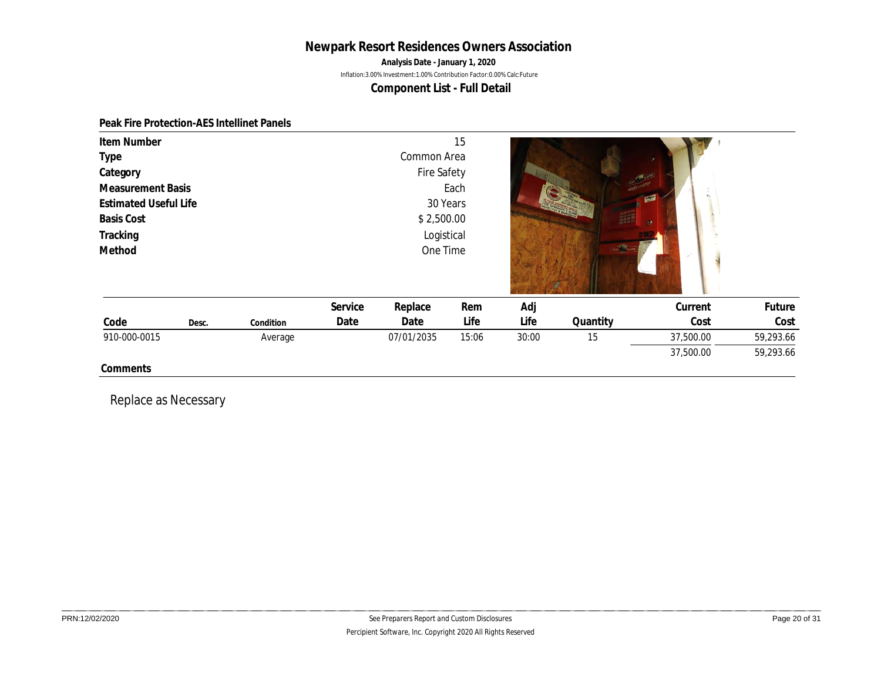# Newpark Resort Residences Owners Association

**Analysis Date - January 1, 2020**

Inflation:3.00% Investment:1.00% Contribution Factor:0.00% Calc:Future

## Component List - Full Detail

### Peak Fire Protection-AES Intellinet Panels

| | |
|---|---|
| **Item Number** | 15 |
| **Type** | Common Area |
| **Category** | Fire Safety |
| **Measurement Basis** | Each |
| **Estimated Useful Life** | 30 Years |
| **Basis Cost** | $ 2,500.00 |
| **Tracking** | Logistical |
| **Method** | One Time |

| Code | Desc. | Condition | Service Date | Replace Date | Rem Life | Adj Life | Quantity | Current Cost | Future Cost |
|---|---|---|---|---|---|---|---|---|---|
| 910-000-0015 | | Average | | 07/01/2035 | 15:06 | 30:00 | 15 | 37,500.00 | 59,293.66 |
| | | | | | | | | 37,500.00 | 59,293.66 |

**Comments**

Replace as Necessary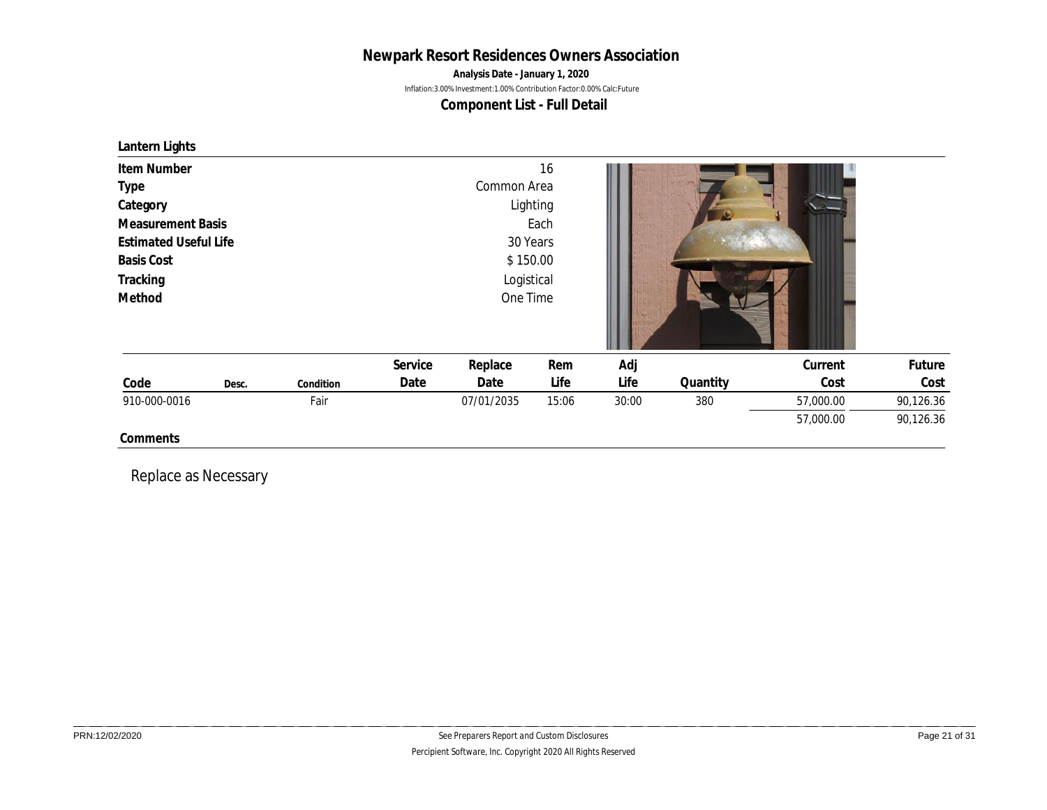# Newpark Resort Residences Owners Association

**Analysis Date - January 1, 2020**

Inflation:3.00% Investment:1.00% Contribution Factor:0.00% Calc:Future

## Component List - Full Detail

### Lantern Lights

| | |
|---|---|
| Item Number | 16 |
| Type | Common Area |
| Category | Lighting |
| Measurement Basis | Each |
| Estimated Useful Life | 30 Years |
| Basis Cost | $ 150.00 |
| Tracking | Logistical |
| Method | One Time |

| Code | Desc. | Condition | Service Date | Replace Date | Rem Life | Adj Life | Quantity | Current Cost | Future Cost |
|---|---|---|---|---|---|---|---|---|---|
| 910-000-0016 | | Fair | | 07/01/2035 | 15:06 | 30:00 | 380 | 57,000.00 | 90,126.36 |
| | | | | | | | | 57,000.00 | 90,126.36 |

**Comments**

Replace as Necessary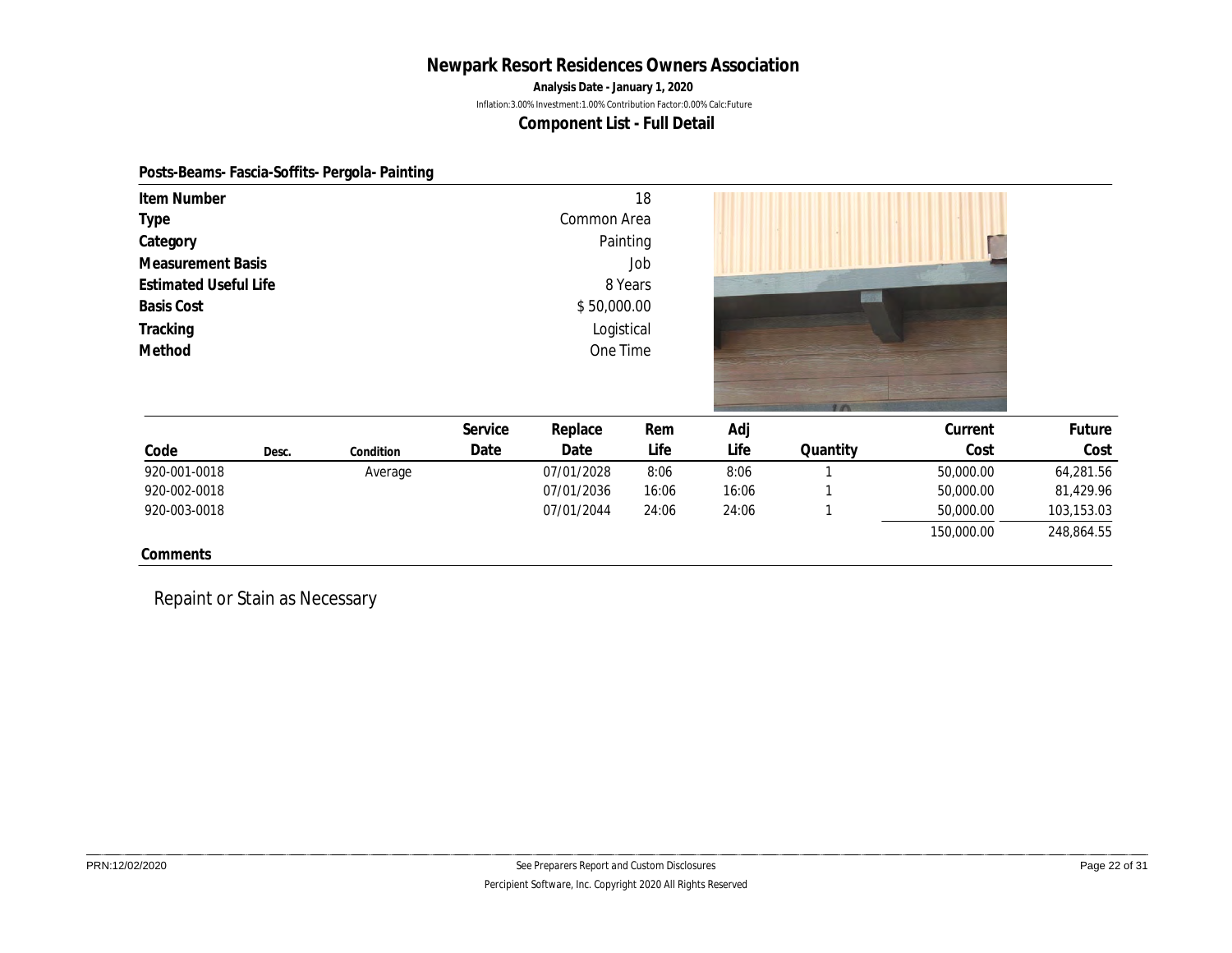# Newpark Resort Residences Owners Association

**Analysis Date - January 1, 2020**

Inflation:3.00% Investment:1.00% Contribution Factor:0.00% Calc:Future

**Component List - Full Detail**

## Posts-Beams- Fascia-Soffits- Pergola- Painting

| | |
|---|---|
| **Item Number** | 18 |
| **Type** | Common Area |
| **Category** | Painting |
| **Measurement Basis** | Job |
| **Estimated Useful Life** | 8 Years |
| **Basis Cost** | $ 50,000.00 |
| **Tracking** | Logistical |
| **Method** | One Time |

| Code | Desc. | Condition | Service Date | Replace Date | Rem Life | Adj Life | Quantity | Current Cost | Future Cost |
|---|---|---|---|---|---|---|---|---|---|
| 920-001-0018 | | Average | | 07/01/2028 | 8:06 | 8:06 | 1 | 50,000.00 | 64,281.56 |
| 920-002-0018 | | | | 07/01/2036 | 16:06 | 16:06 | 1 | 50,000.00 | 81,429.96 |
| 920-003-0018 | | | | 07/01/2044 | 24:06 | 24:06 | 1 | 50,000.00 | 103,153.03 |
| | | | | | | | | 150,000.00 | 248,864.55 |

**Comments**

Repaint or Stain as Necessary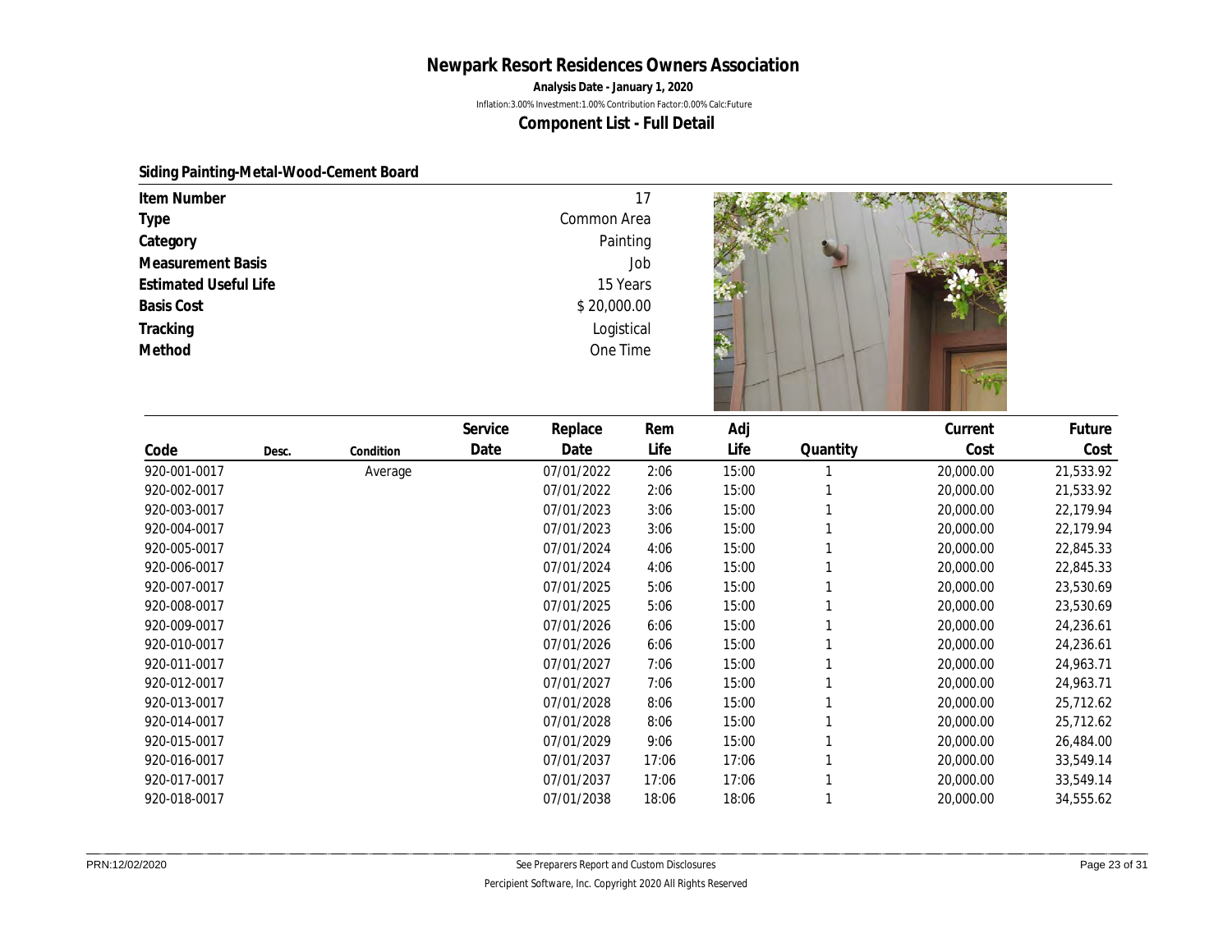# Newpark Resort Residences Owners Association

**Analysis Date - January 1, 2020**

Inflation:3.00% Investment:1.00% Contribution Factor:0.00% Calc:Future

## Component List - Full Detail

### Siding Painting-Metal-Wood-Cement Board

| | |
|---|---|
| Item Number | 17 |
| Type | Common Area |
| Category | Painting |
| Measurement Basis | Job |
| Estimated Useful Life | 15 Years |
| Basis Cost | $ 20,000.00 |
| Tracking | Logistical |
| Method | One Time |

| Code | Desc. | Condition | Service Date | Replace Date | Rem Life | Adj Life | Quantity | Current Cost | Future Cost |
|---|---|---|---|---|---|---|---|---|---|
| 920-001-0017 | | Average | | 07/01/2022 | 2:06 | 15:00 | 1 | 20,000.00 | 21,533.92 |
| 920-002-0017 | | | | 07/01/2022 | 2:06 | 15:00 | 1 | 20,000.00 | 21,533.92 |
| 920-003-0017 | | | | 07/01/2023 | 3:06 | 15:00 | 1 | 20,000.00 | 22,179.94 |
| 920-004-0017 | | | | 07/01/2023 | 3:06 | 15:00 | 1 | 20,000.00 | 22,179.94 |
| 920-005-0017 | | | | 07/01/2024 | 4:06 | 15:00 | 1 | 20,000.00 | 22,845.33 |
| 920-006-0017 | | | | 07/01/2024 | 4:06 | 15:00 | 1 | 20,000.00 | 22,845.33 |
| 920-007-0017 | | | | 07/01/2025 | 5:06 | 15:00 | 1 | 20,000.00 | 23,530.69 |
| 920-008-0017 | | | | 07/01/2025 | 5:06 | 15:00 | 1 | 20,000.00 | 23,530.69 |
| 920-009-0017 | | | | 07/01/2026 | 6:06 | 15:00 | 1 | 20,000.00 | 24,236.61 |
| 920-010-0017 | | | | 07/01/2026 | 6:06 | 15:00 | 1 | 20,000.00 | 24,236.61 |
| 920-011-0017 | | | | 07/01/2027 | 7:06 | 15:00 | 1 | 20,000.00 | 24,963.71 |
| 920-012-0017 | | | | 07/01/2027 | 7:06 | 15:00 | 1 | 20,000.00 | 24,963.71 |
| 920-013-0017 | | | | 07/01/2028 | 8:06 | 15:00 | 1 | 20,000.00 | 25,712.62 |
| 920-014-0017 | | | | 07/01/2028 | 8:06 | 15:00 | 1 | 20,000.00 | 25,712.62 |
| 920-015-0017 | | | | 07/01/2029 | 9:06 | 15:00 | 1 | 20,000.00 | 26,484.00 |
| 920-016-0017 | | | | 07/01/2037 | 17:06 | 17:06 | 1 | 20,000.00 | 33,549.14 |
| 920-017-0017 | | | | 07/01/2037 | 17:06 | 17:06 | 1 | 20,000.00 | 33,549.14 |
| 920-018-0017 | | | | 07/01/2038 | 18:06 | 18:06 | 1 | 20,000.00 | 34,555.62 |

PRN:12/02/2020 See Preparers Report and Custom Disclosures

Percipient Software, Inc. Copyright 2020 All Rights Reserved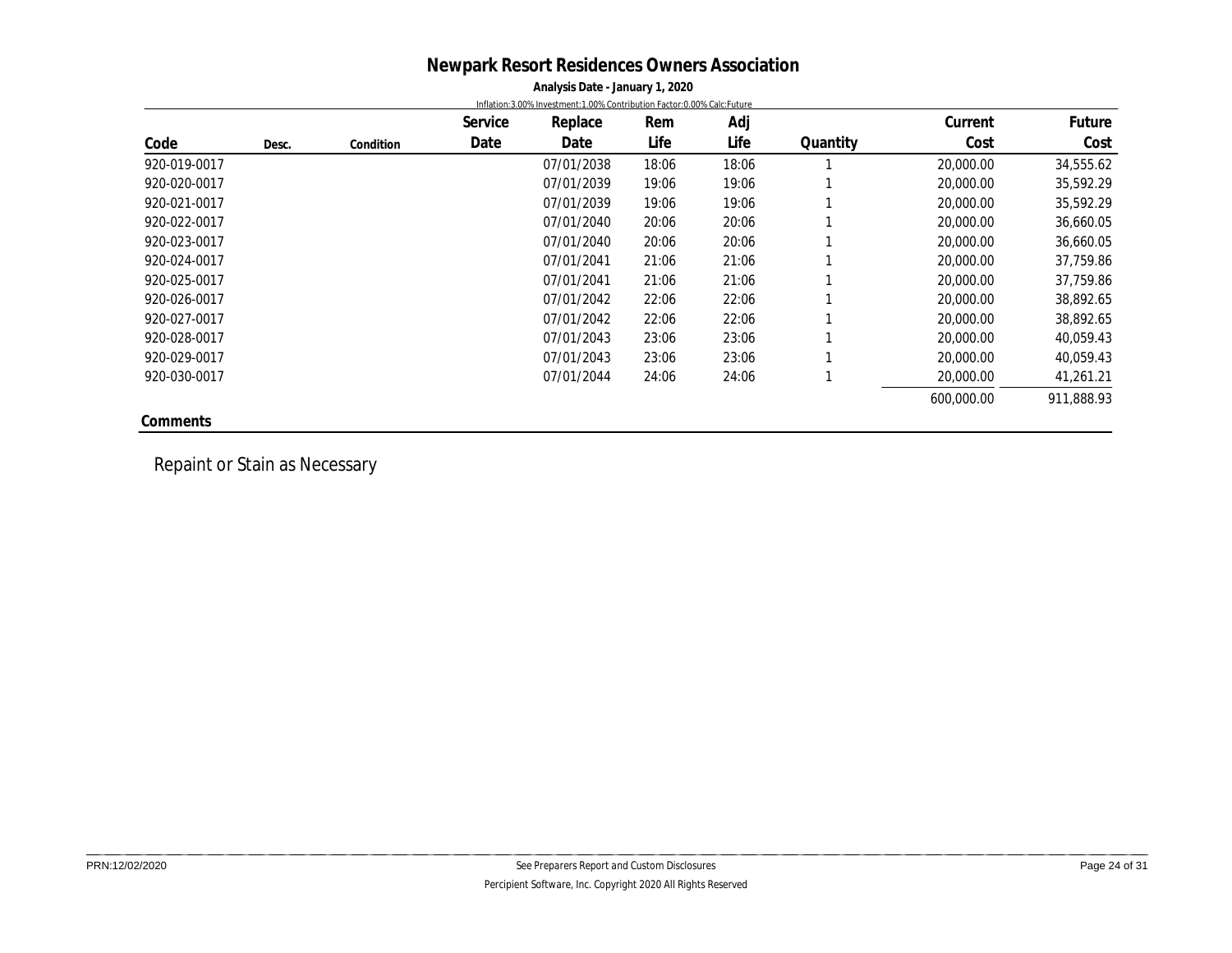# Newpark Resort Residences Owners Association

**Analysis Date - January 1, 2020**

Inflation:3.00% Investment:1.00% Contribution Factor:0.00% Calc:Future

| Code | Desc. | Condition | Service Date | Replace Date | Rem Life | Adj Life | Quantity | Current Cost | Future Cost |
|---|---|---|---|---|---|---|---|---|---|
| 920-019-0017 | | | | 07/01/2038 | 18:06 | 18:06 | 1 | 20,000.00 | 34,555.62 |
| 920-020-0017 | | | | 07/01/2039 | 19:06 | 19:06 | 1 | 20,000.00 | 35,592.29 |
| 920-021-0017 | | | | 07/01/2039 | 19:06 | 19:06 | 1 | 20,000.00 | 35,592.29 |
| 920-022-0017 | | | | 07/01/2040 | 20:06 | 20:06 | 1 | 20,000.00 | 36,660.05 |
| 920-023-0017 | | | | 07/01/2040 | 20:06 | 20:06 | 1 | 20,000.00 | 36,660.05 |
| 920-024-0017 | | | | 07/01/2041 | 21:06 | 21:06 | 1 | 20,000.00 | 37,759.86 |
| 920-025-0017 | | | | 07/01/2041 | 21:06 | 21:06 | 1 | 20,000.00 | 37,759.86 |
| 920-026-0017 | | | | 07/01/2042 | 22:06 | 22:06 | 1 | 20,000.00 | 38,892.65 |
| 920-027-0017 | | | | 07/01/2042 | 22:06 | 22:06 | 1 | 20,000.00 | 38,892.65 |
| 920-028-0017 | | | | 07/01/2043 | 23:06 | 23:06 | 1 | 20,000.00 | 40,059.43 |
| 920-029-0017 | | | | 07/01/2043 | 23:06 | 23:06 | 1 | 20,000.00 | 40,059.43 |
| 920-030-0017 | | | | 07/01/2044 | 24:06 | 24:06 | 1 | 20,000.00 | 41,261.21 |
| | | | | | | | | 600,000.00 | 911,888.93 |

**Comments**

Repaint or Stain as Necessary

See Preparers Report and Custom Disclosures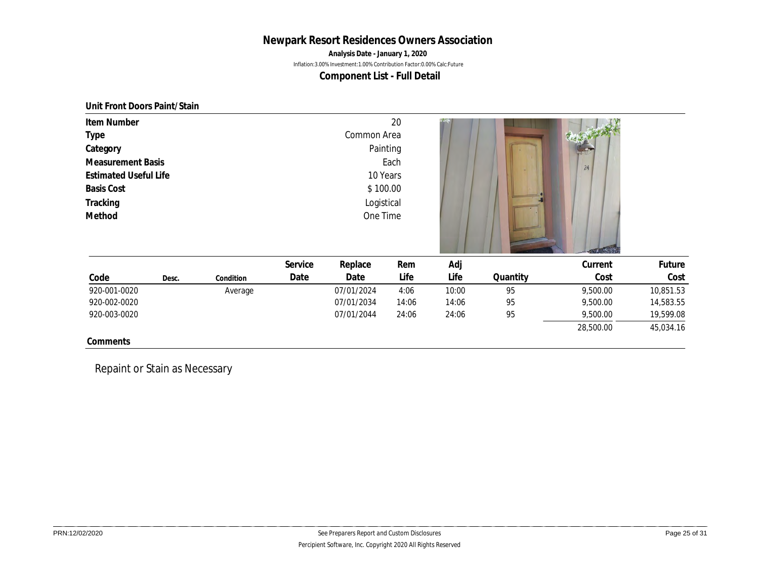# Newpark Resort Residences Owners Association

**Analysis Date - January 1, 2020**

Inflation:3.00% Investment:1.00% Contribution Factor:0.00% Calc:Future

## Component List - Full Detail

### Unit Front Doors Paint/Stain

| | |
|---|---|
| Item Number | 20 |
| Type | Common Area |
| Category | Painting |
| Measurement Basis | Each |
| Estimated Useful Life | 10 Years |
| Basis Cost | $ 100.00 |
| Tracking | Logistical |
| Method | One Time |

| Code | Desc. | Condition | Service Date | Replace Date | Rem Life | Adj Life | Quantity | Current Cost | Future Cost |
|---|---|---|---|---|---|---|---|---|---|
| 920-001-0020 | | Average | | 07/01/2024 | 4:06 | 10:00 | 95 | 9,500.00 | 10,851.53 |
| 920-002-0020 | | | | 07/01/2034 | 14:06 | 14:06 | 95 | 9,500.00 | 14,583.55 |
| 920-003-0020 | | | | 07/01/2044 | 24:06 | 24:06 | 95 | 9,500.00 | 19,599.08 |
| | | | | | | | | 28,500.00 | 45,034.16 |

**Comments**

Repaint or Stain as Necessary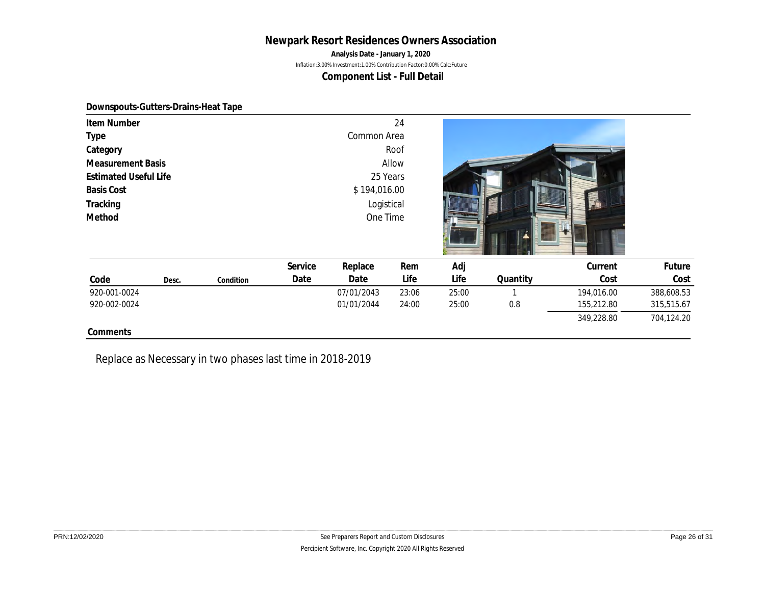# Newpark Resort Residences Owners Association

**Analysis Date - January 1, 2020**

Inflation:3.00% Investment:1.00% Contribution Factor:0.00% Calc:Future

## Component List - Full Detail

### Downspouts-Gutters-Drains-Heat Tape

| | |
|---|---|
| **Item Number** | 24 |
| **Type** | Common Area |
| **Category** | Roof |
| **Measurement Basis** | Allow |
| **Estimated Useful Life** | 25 Years |
| **Basis Cost** | $ 194,016.00 |
| **Tracking** | Logistical |
| **Method** | One Time |

| Code | Desc. | Condition | Service Date | Replace Date | Rem Life | Adj Life | Quantity | Current Cost | Future Cost |
|---|---|---|---|---|---|---|---|---|---|
| 920-001-0024 | | | | 07/01/2043 | 23:06 | 25:00 | 1 | 194,016.00 | 388,608.53 |
| 920-002-0024 | | | | 01/01/2044 | 24:00 | 25:00 | 0.8 | 155,212.80 | 315,515.67 |
| | | | | | | | | 349,228.80 | 704,124.20 |

**Comments**

Replace as Necessary in two phases last time in 2018-2019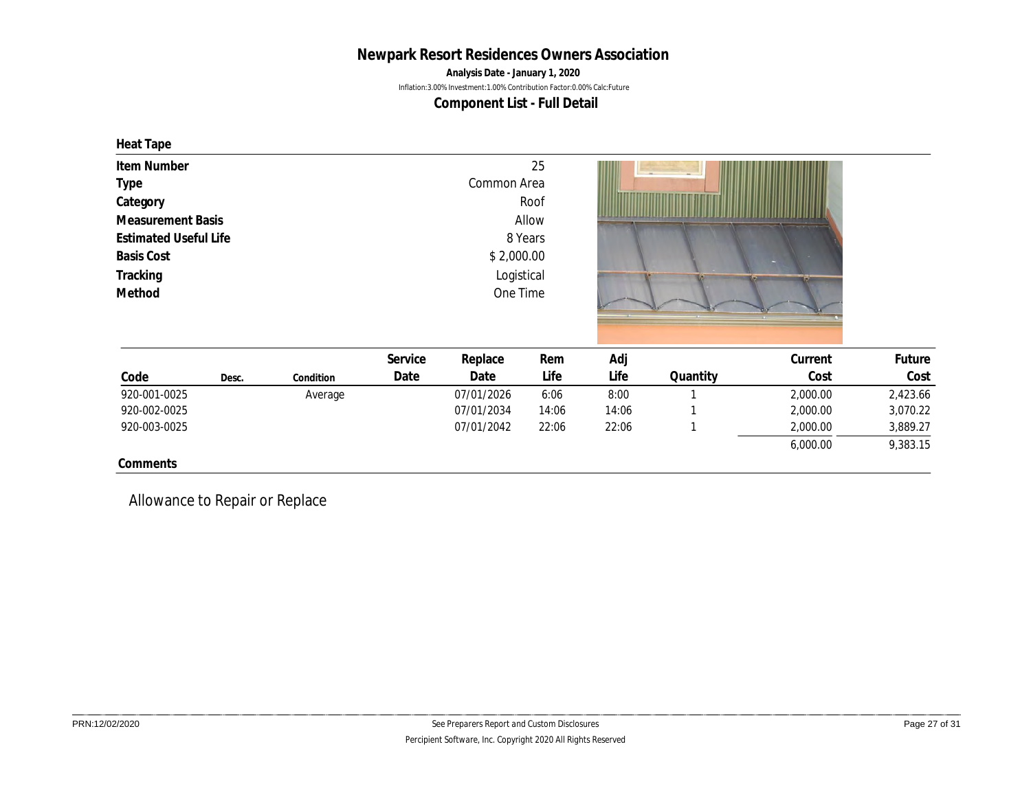# Newpark Resort Residences Owners Association

**Analysis Date - January 1, 2020**

Inflation:3.00% Investment:1.00% Contribution Factor:0.00% Calc:Future

**Component List - Full Detail**

## Heat Tape

| | |
|---|---|
| **Item Number** | 25 |
| **Type** | Common Area |
| **Category** | Roof |
| **Measurement Basis** | Allow |
| **Estimated Useful Life** | 8 Years |
| **Basis Cost** | $ 2,000.00 |
| **Tracking** | Logistical |
| **Method** | One Time |

| Code | Desc. | Condition | Service Date | Replace Date | Rem Life | Adj Life | Quantity | Current Cost | Future Cost |
|---|---|---|---|---|---|---|---|---|---|
| 920-001-0025 | | Average | | 07/01/2026 | 6:06 | 8:00 | 1 | 2,000.00 | 2,423.66 |
| 920-002-0025 | | | | 07/01/2034 | 14:06 | 14:06 | 1 | 2,000.00 | 3,070.22 |
| 920-003-0025 | | | | 07/01/2042 | 22:06 | 22:06 | 1 | 2,000.00 | 3,889.27 |
| | | | | | | | | 6,000.00 | 9,383.15 |

**Comments**

Allowance to Repair or Replace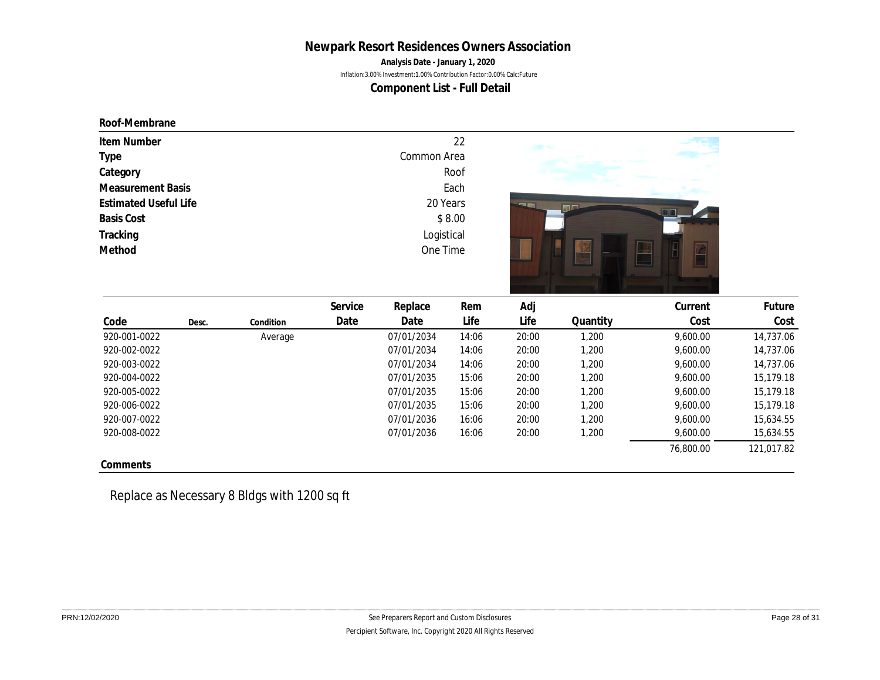# Newpark Resort Residences Owners Association

**Analysis Date - January 1, 2020**

Inflation:3.00% Investment:1.00% Contribution Factor:0.00% Calc:Future

## Component List - Full Detail

### Roof-Membrane

| | |
|---|---|
| **Item Number** | 22 |
| **Type** | Common Area |
| **Category** | Roof |
| **Measurement Basis** | Each |
| **Estimated Useful Life** | 20 Years |
| **Basis Cost** | $ 8.00 |
| **Tracking** | Logistical |
| **Method** | One Time |

| Code | Desc. | Condition | Service Date | Replace Date | Rem Life | Adj Life | Quantity | Current Cost | Future Cost |
|---|---|---|---|---|---|---|---|---|---|
| 920-001-0022 | | Average | | 07/01/2034 | 14:06 | 20:00 | 1,200 | 9,600.00 | 14,737.06 |
| 920-002-0022 | | | | 07/01/2034 | 14:06 | 20:00 | 1,200 | 9,600.00 | 14,737.06 |
| 920-003-0022 | | | | 07/01/2034 | 14:06 | 20:00 | 1,200 | 9,600.00 | 14,737.06 |
| 920-004-0022 | | | | 07/01/2035 | 15:06 | 20:00 | 1,200 | 9,600.00 | 15,179.18 |
| 920-005-0022 | | | | 07/01/2035 | 15:06 | 20:00 | 1,200 | 9,600.00 | 15,179.18 |
| 920-006-0022 | | | | 07/01/2035 | 15:06 | 20:00 | 1,200 | 9,600.00 | 15,179.18 |
| 920-007-0022 | | | | 07/01/2036 | 16:06 | 20:00 | 1,200 | 9,600.00 | 15,634.55 |
| 920-008-0022 | | | | 07/01/2036 | 16:06 | 20:00 | 1,200 | 9,600.00 | 15,634.55 |
| | | | | | | | | 76,800.00 | 121,017.82 |

### Comments

Replace as Necessary 8 Bldgs with 1200 sq ft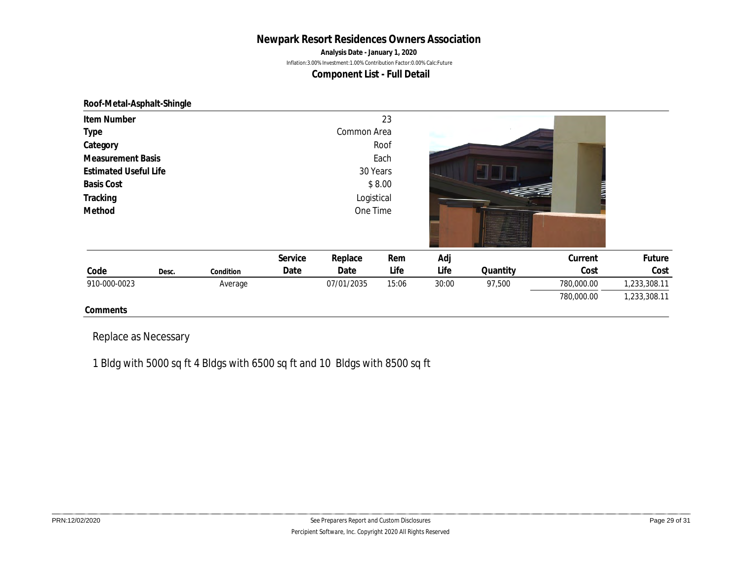# Newpark Resort Residences Owners Association

**Analysis Date - January 1, 2020**

Inflation:3.00% Investment:1.00% Contribution Factor:0.00% Calc:Future

## Component List - Full Detail

### Roof-Metal-Asphalt-Shingle

| | |
|---|---|
| **Item Number** | 23 |
| **Type** | Common Area |
| **Category** | Roof |
| **Measurement Basis** | Each |
| **Estimated Useful Life** | 30 Years |
| **Basis Cost** | $ 8.00 |
| **Tracking** | Logistical |
| **Method** | One Time |

| Code | Desc. | Condition | Service Date | Replace Date | Rem Life | Adj Life | Quantity | Current Cost | Future Cost |
|---|---|---|---|---|---|---|---|---|---|
| 910-000-0023 | | Average | | 07/01/2035 | 15:06 | 30:00 | 97,500 | 780,000.00 | 1,233,308.11 |
| | | | | | | | | 780,000.00 | 1,233,308.11 |

**Comments**

Replace as Necessary

1 Bldg with 5000 sq ft 4 Bldgs with 6500 sq ft and 10 Bldgs with 8500 sq ft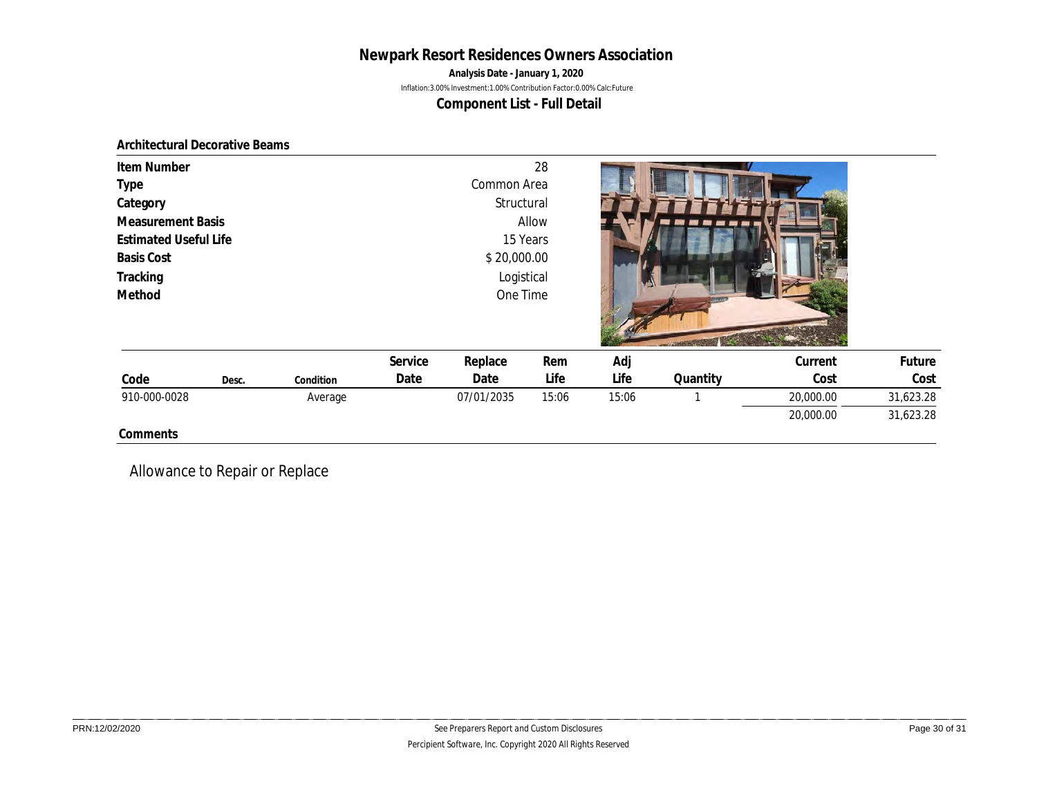# Newpark Resort Residences Owners Association

**Analysis Date - January 1, 2020**

Inflation:3.00% Investment:1.00% Contribution Factor:0.00% Calc:Future

## Component List - Full Detail

### Architectural Decorative Beams

| | |
|---|---|
| **Item Number** | 28 |
| **Type** | Common Area |
| **Category** | Structural |
| **Measurement Basis** | Allow |
| **Estimated Useful Life** | 15 Years |
| **Basis Cost** | $ 20,000.00 |
| **Tracking** | Logistical |
| **Method** | One Time |

| Code | Desc. | Condition | Service Date | Replace Date | Rem Life | Adj Life | Quantity | Current Cost | Future Cost |
|---|---|---|---|---|---|---|---|---|---|
| 910-000-0028 | | Average | | 07/01/2035 | 15:06 | 15:06 | 1 | 20,000.00 | 31,623.28 |
| | | | | | | | | 20,000.00 | 31,623.28 |

**Comments**

Allowance to Repair or Replace

PRN:12/02/2020

See Preparers Report and Custom Disclosures

Percipient Software, Inc. Copyright 2020 All Rights Reserved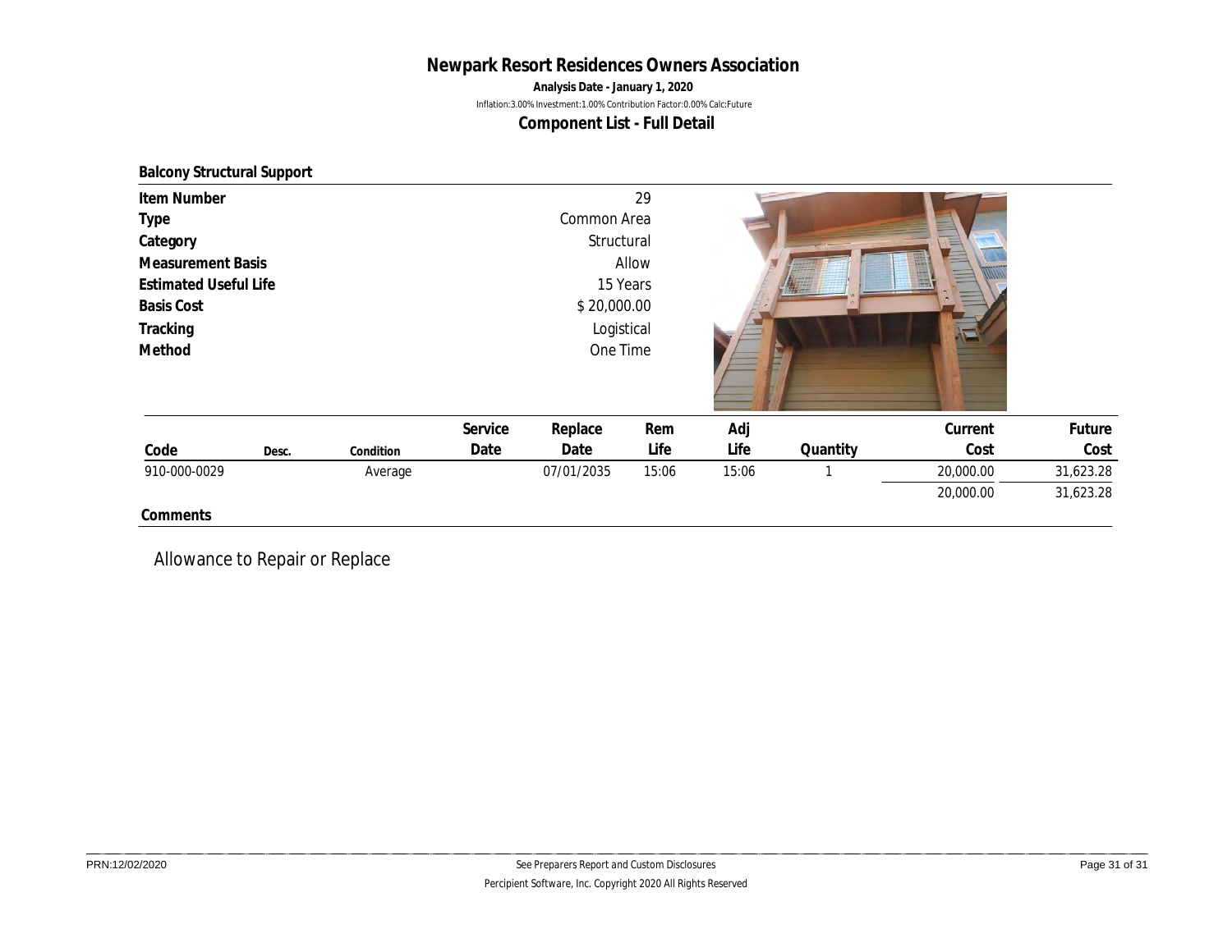# Newpark Resort Residences Owners Association

**Analysis Date - January 1, 2020**

Inflation:3.00% Investment:1.00% Contribution Factor:0.00% Calc:Future

## Component List - Full Detail

### Balcony Structural Support

| | |
|---|---|
| **Item Number** | 29 |
| **Type** | Common Area |
| **Category** | Structural |
| **Measurement Basis** | Allow |
| **Estimated Useful Life** | 15 Years |
| **Basis Cost** | $ 20,000.00 |
| **Tracking** | Logistical |
| **Method** | One Time |

| Code | Desc. | Condition | Service Date | Replace Date | Rem Life | Adj Life | Quantity | Current Cost | Future Cost |
|---|---|---|---|---|---|---|---|---|---|
| 910-000-0029 | | Average | | 07/01/2035 | 15:06 | 15:06 | 1 | 20,000.00 | 31,623.28 |
| | | | | | | | | 20,000.00 | 31,623.28 |

**Comments**

Allowance to Repair or Replace